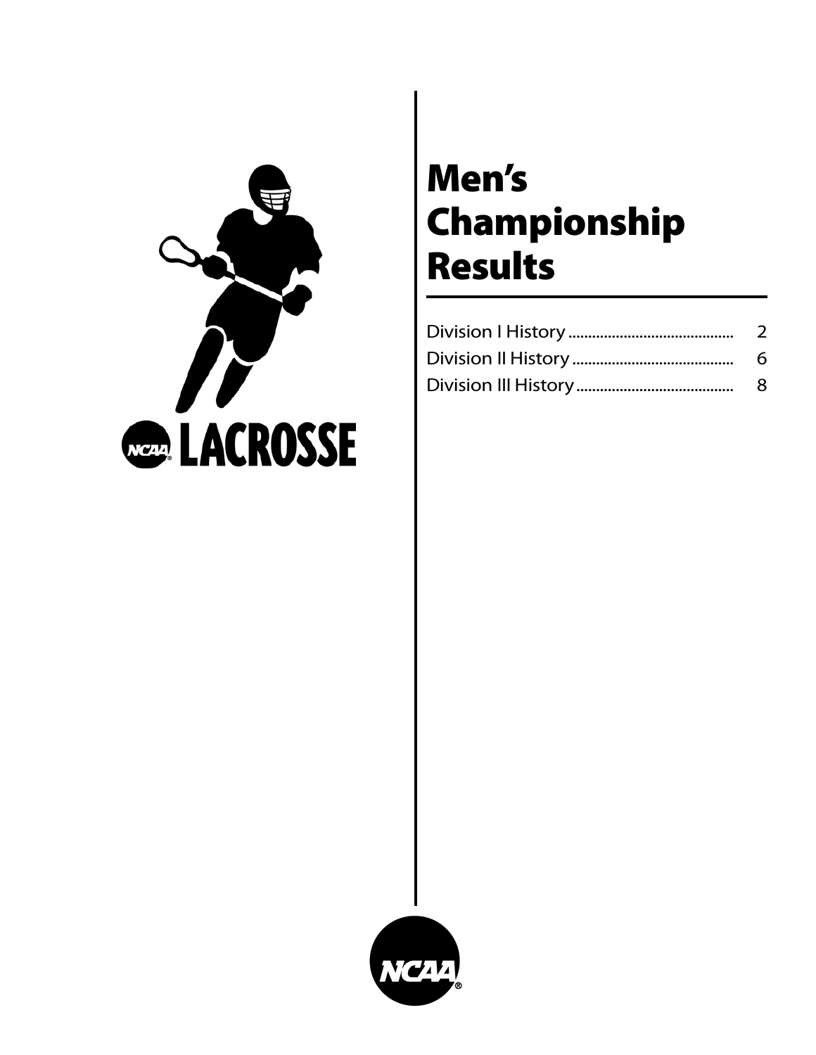NCAA LACROSSE

# Men's Championship Results

| | |
|---|---|
| Division I History | 2 |
| Division II History | 6 |
| Division III History | 8 |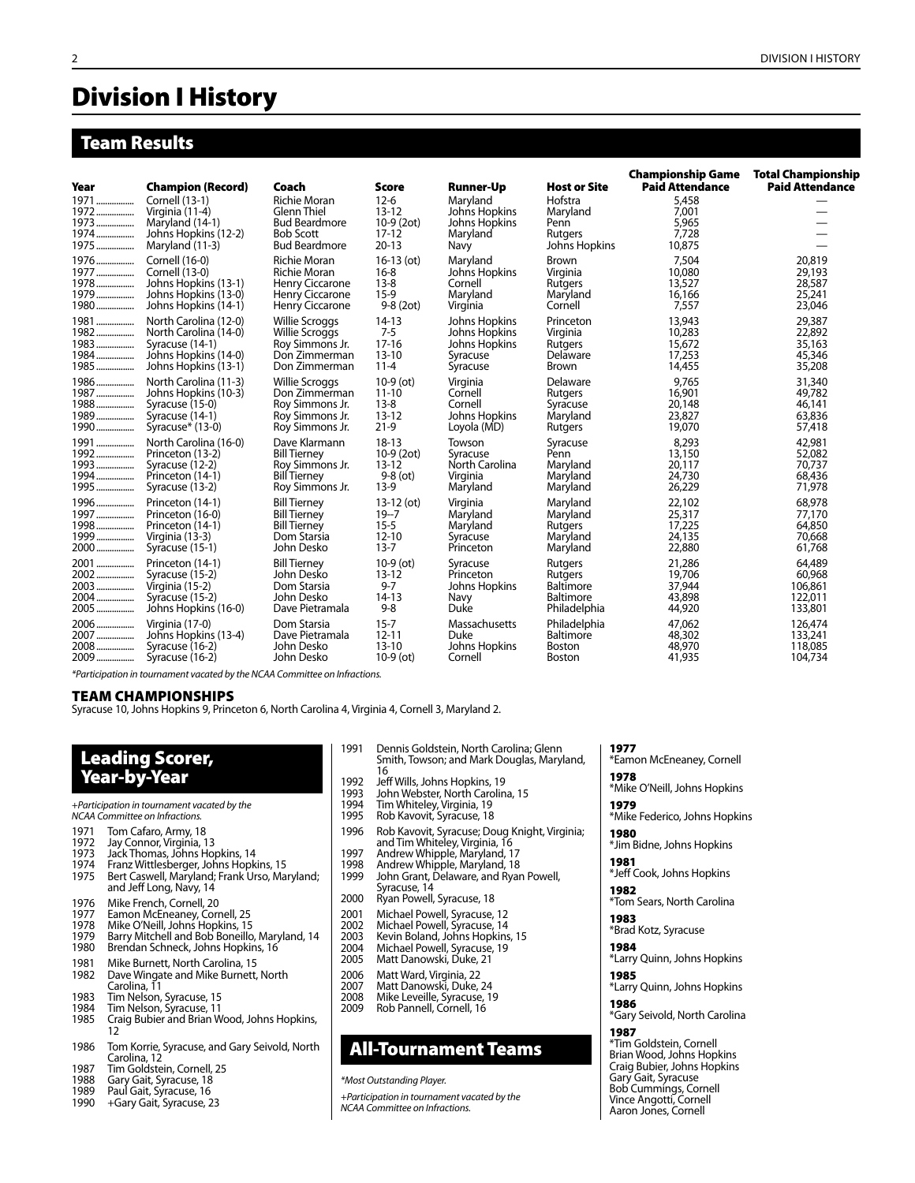# Division I History

## Team Results

| Year | Champion (Record) | Coach | Score | Runner-Up | Host or Site | Championship Game Paid Attendance | Total Championship Paid Attendance |
|---|---|---|---|---|---|---|---|
| 1971 | Cornell (13-1) | Richie Moran | 12-6 | Maryland | Hofstra | 5,458 | — |
| 1972 | Virginia (11-4) | Glenn Thiel | 13-12 | Johns Hopkins | Maryland | 7,001 | — |
| 1973 | Maryland (14-1) | Bud Beardmore | 10-9 (2ot) | Johns Hopkins | Penn | 5,965 | — |
| 1974 | Johns Hopkins (12-2) | Bob Scott | 17-12 | Maryland | Rutgers | 7,728 | — |
| 1975 | Maryland (11-3) | Bud Beardmore | 20-13 | Navy | Johns Hopkins | 10,875 | — |
| 1976 | Cornell (16-0) | Richie Moran | 16-13 (ot) | Maryland | Brown | 7,504 | 20,819 |
| 1977 | Cornell (13-0) | Richie Moran | 16-8 | Johns Hopkins | Virginia | 10,080 | 29,193 |
| 1978 | Johns Hopkins (13-1) | Henry Ciccarone | 13-8 | Cornell | Rutgers | 13,527 | 28,587 |
| 1979 | Johns Hopkins (13-0) | Henry Ciccarone | 15-9 | Maryland | Maryland | 16,166 | 25,241 |
| 1980 | Johns Hopkins (14-1) | Henry Ciccarone | 9-8 (2ot) | Virginia | Cornell | 7,557 | 23,046 |
| 1981 | North Carolina (12-0) | Willie Scroggs | 14-13 | Johns Hopkins | Princeton | 13,943 | 29,387 |
| 1982 | North Carolina (14-0) | Willie Scroggs | 7-5 | Johns Hopkins | Virginia | 10,283 | 22,892 |
| 1983 | Syracuse (14-1) | Roy Simmons Jr. | 17-16 | Johns Hopkins | Rutgers | 15,672 | 35,163 |
| 1984 | Johns Hopkins (14-0) | Don Zimmerman | 13-10 | Syracuse | Delaware | 17,253 | 45,346 |
| 1985 | Johns Hopkins (13-1) | Don Zimmerman | 11-4 | Syracuse | Brown | 14,455 | 35,208 |
| 1986 | North Carolina (11-3) | Willie Scroggs | 10-9 (ot) | Virginia | Delaware | 9,765 | 31,340 |
| 1987 | Johns Hopkins (10-3) | Don Zimmerman | 11-10 | Cornell | Rutgers | 16,901 | 49,782 |
| 1988 | Syracuse (15-0) | Roy Simmons Jr. | 13-8 | Cornell | Syracuse | 20,148 | 46,141 |
| 1989 | Syracuse (14-1) | Roy Simmons Jr. | 13-12 | Johns Hopkins | Maryland | 23,827 | 63,836 |
| 1990 | Syracuse* (13-0) | Roy Simmons Jr. | 21-9 | Loyola (MD) | Rutgers | 19,070 | 57,418 |
| 1991 | North Carolina (16-0) | Dave Klarmann | 18-13 | Towson | Syracuse | 8,293 | 42,981 |
| 1992 | Princeton (13-2) | Bill Tierney | 10-9 (2ot) | Syracuse | Penn | 13,150 | 52,082 |
| 1993 | Syracuse (12-2) | Roy Simmons Jr. | 13-12 | North Carolina | Maryland | 20,117 | 70,737 |
| 1994 | Princeton (14-1) | Bill Tierney | 9-8 (ot) | Virginia | Maryland | 24,730 | 68,436 |
| 1995 | Syracuse (13-2) | Roy Simmons Jr. | 13-9 | Maryland | Maryland | 26,229 | 71,978 |
| 1996 | Princeton (14-1) | Bill Tierney | 13-12 (ot) | Virginia | Maryland | 22,102 | 68,978 |
| 1997 | Princeton (16-0) | Bill Tierney | 19--7 | Maryland | Maryland | 25,317 | 77,170 |
| 1998 | Princeton (14-1) | Bill Tierney | 15-5 | Maryland | Rutgers | 17,225 | 64,850 |
| 1999 | Virginia (13-3) | Dom Starsia | 12-10 | Syracuse | Maryland | 24,135 | 70,668 |
| 2000 | Syracuse (15-1) | John Desko | 13-7 | Princeton | Maryland | 22,880 | 61,768 |
| 2001 | Princeton (14-1) | Bill Tierney | 10-9 (ot) | Syracuse | Rutgers | 21,286 | 64,489 |
| 2002 | Syracuse (15-2) | John Desko | 13-12 | Princeton | Rutgers | 19,706 | 60,968 |
| 2003 | Virginia (15-2) | Dom Starsia | 9-7 | Johns Hopkins | Baltimore | 37,944 | 106,861 |
| 2004 | Syracuse (15-2) | John Desko | 14-13 | Navy | Baltimore | 43,898 | 122,011 |
| 2005 | Johns Hopkins (16-0) | Dave Pietramala | 9-8 | Duke | Philadelphia | 44,920 | 133,801 |
| 2006 | Virginia (17-0) | Dom Starsia | 15-7 | Massachusetts | Philadelphia | 47,062 | 126,474 |
| 2007 | Johns Hopkins (13-4) | Dave Pietramala | 12-11 | Duke | Baltimore | 48,302 | 133,241 |
| 2008 | Syracuse (16-2) | John Desko | 13-10 | Johns Hopkins | Boston | 48,970 | 118,085 |
| 2009 | Syracuse (16-2) | John Desko | 10-9 (ot) | Cornell | Boston | 41,935 | 104,734 |

*Participation in tournament vacated by the NCAA Committee on Infractions.

### TEAM CHAMPIONSHIPS

Syracuse 10, Johns Hopkins 9, Princeton 6, North Carolina 4, Virginia 4, Cornell 3, Maryland 2.

## Leading Scorer, Year-by-Year

*+Participation in tournament vacated by the NCAA Committee on Infractions.*

- 1971 Tom Cafaro, Army, 18
- 1972 Jay Connor, Virginia, 13
- 1973 Jack Thomas, Johns Hopkins, 14
- 1974 Franz Wittlesberger, Johns Hopkins, 15
- 1975 Bert Caswell, Maryland; Frank Urso, Maryland; and Jeff Long, Navy, 14
- 1976 Mike French, Cornell, 20
- 1977 Eamon McEneaney, Cornell, 25
- 1978 Mike O'Neill, Johns Hopkins, 15
- 1979 Barry Mitchell and Bob Boneillo, Maryland, 14
- 1980 Brendan Schneck, Johns Hopkins, 16
- 1981 Mike Burnett, North Carolina, 15
- 1982 Dave Wingate and Mike Burnett, North Carolina, 11
- 1983 Tim Nelson, Syracuse, 15
- 1984 Tim Nelson, Syracuse, 11
- 1985 Craig Bubier and Brian Wood, Johns Hopkins, 12
- 1986 Tom Korrie, Syracuse, and Gary Seivold, North Carolina, 12
- 1987 Tim Goldstein, Cornell, 25
- 1988 Gary Gait, Syracuse, 18
- 1989 Paul Gait, Syracuse, 16
- 1990 +Gary Gait, Syracuse, 23
- 1991 Dennis Goldstein, North Carolina; Glenn Smith, Towson; and Mark Douglas, Maryland, 16
- 1992 Jeff Wills, Johns Hopkins, 19
- 1993 John Webster, North Carolina, 15
- 1994 Tim Whiteley, Virginia, 19
- 1995 Rob Kavovit, Syracuse, 18
- 1996 Rob Kavovit, Syracuse; Doug Knight, Virginia; and Tim Whiteley, Virginia, 16
- 1997 Andrew Whipple, Maryland, 17
- 1998 Andrew Whipple, Maryland, 18
- 1999 John Grant, Delaware, and Ryan Powell, Syracuse, 14
- 2000 Ryan Powell, Syracuse, 18
- 2001 Michael Powell, Syracuse, 12
- 2002 Michael Powell, Syracuse, 14
- 2003 Kevin Boland, Johns Hopkins, 15
- 2004 Michael Powell, Syracuse, 19
- 2005 Matt Danowski, Duke, 21
- 2006 Matt Ward, Virginia, 22
- 2007 Matt Danowski, Duke, 24
- 2008 Mike Leveille, Syracuse, 19
- 2009 Rob Pannell, Cornell, 16

## All-Tournament Teams

*\*Most Outstanding Player.*

*+Participation in tournament vacated by the NCAA Committee on Infractions.*

**1977**
*Eamon McEneaney, Cornell

**1978**
*Mike O'Neill, Johns Hopkins

**1979**
*Mike Federico, Johns Hopkins

**1980**
*Jim Bidne, Johns Hopkins

**1981**
*Jeff Cook, Johns Hopkins

**1982**
*Tom Sears, North Carolina

**1983**
*Brad Kotz, Syracuse

**1984**
*Larry Quinn, Johns Hopkins

**1985**
*Larry Quinn, Johns Hopkins

**1986**
*Gary Seivold, North Carolina

**1987**
*Tim Goldstein, Cornell
Brian Wood, Johns Hopkins
Craig Bubier, Johns Hopkins
Gary Gait, Syracuse
Bob Cummings, Cornell
Vince Angotti, Cornell
Aaron Jones, Cornell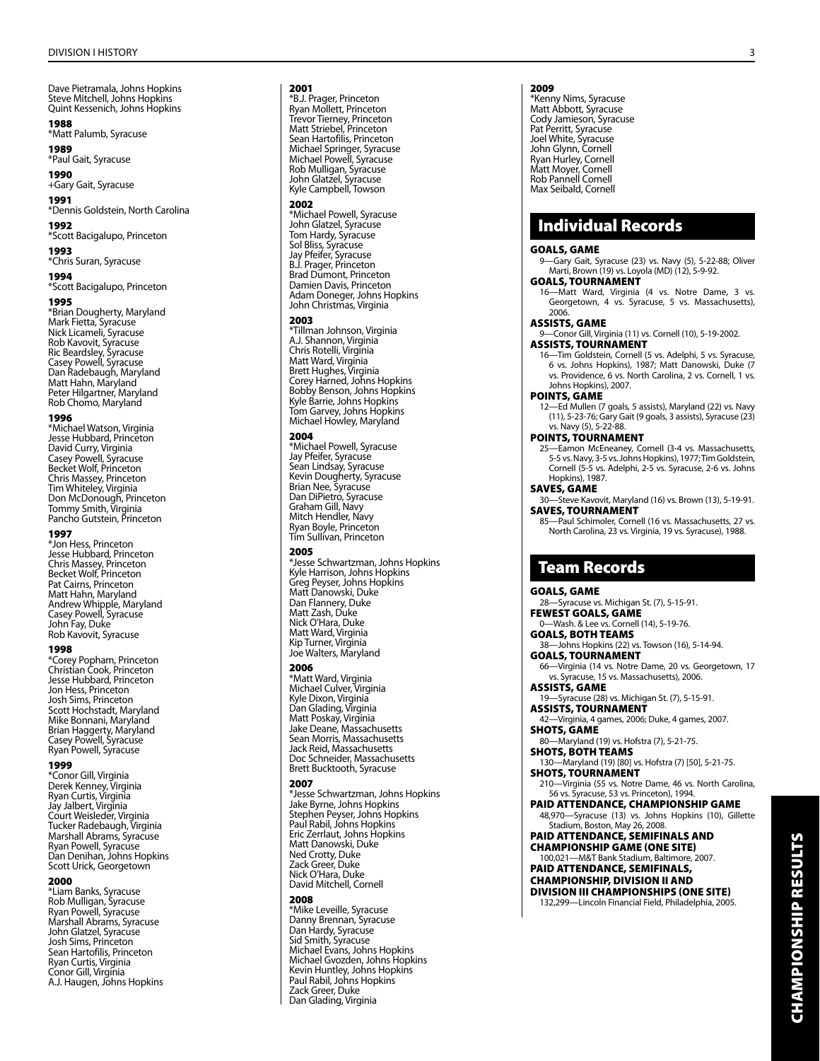Dave Pietramala, Johns Hopkins
Steve Mitchell, Johns Hopkins
Quint Kessenich, Johns Hopkins

**1988**
*Matt Palumb, Syracuse

**1989**
*Paul Gait, Syracuse

**1990**
+Gary Gait, Syracuse

**1991**
*Dennis Goldstein, North Carolina

**1992**
*Scott Bacigalupo, Princeton

**1993**
*Chris Suran, Syracuse

**1994**
*Scott Bacigalupo, Princeton

**1995**
*Brian Dougherty, Maryland
Mark Fietta, Syracuse
Nick Licameli, Syracuse
Rob Kavovit, Syracuse
Ric Beardsley, Syracuse
Casey Powell, Syracuse
Dan Radebaugh, Maryland
Matt Hahn, Maryland
Peter Hilgartner, Maryland
Rob Chomo, Maryland

**1996**
*Michael Watson, Virginia
Jesse Hubbard, Princeton
David Curry, Virginia
Casey Powell, Syracuse
Becket Wolf, Princeton
Chris Massey, Princeton
Tim Whiteley, Virginia
Don McDonough, Princeton
Tommy Smith, Virginia
Pancho Gutstein, Princeton

**1997**
*Jon Hess, Princeton
Jesse Hubbard, Princeton
Chris Massey, Princeton
Becket Wolf, Princeton
Pat Cairns, Princeton
Matt Hahn, Maryland
Andrew Whipple, Maryland
Casey Powell, Syracuse
John Fay, Duke
Rob Kavovit, Syracuse

**1998**
*Corey Popham, Princeton
Christian Cook, Princeton
Jesse Hubbard, Princeton
Jon Hess, Princeton
Josh Sims, Princeton
Scott Hochstadt, Maryland
Mike Bonnani, Maryland
Brian Haggerty, Maryland
Casey Powell, Syracuse
Ryan Powell, Syracuse

**1999**
*Conor Gill, Virginia
Derek Kenney, Virginia
Ryan Curtis, Virginia
Jay Jalbert, Virginia
Court Weisleder, Virginia
Tucker Radebaugh, Virginia
Marshall Abrams, Syracuse
Ryan Powell, Syracuse
Dan Denihan, Johns Hopkins
Scott Urick, Georgetown

**2000**
*Liam Banks, Syracuse
Rob Mulligan, Syracuse
Ryan Powell, Syracuse
Marshall Abrams, Syracuse
John Glatzel, Syracuse
Josh Sims, Princeton
Sean Hartofilis, Princeton
Ryan Curtis, Virginia
Conor Gill, Virginia
A.J. Haugen, Johns Hopkins

**2001**
*B.J. Prager, Princeton
Ryan Mollett, Princeton
Trevor Tierney, Princeton
Matt Striebel, Princeton
Sean Hartofilis, Princeton
Michael Springer, Syracuse
Michael Powell, Syracuse
Rob Mulligan, Syracuse
John Glatzel, Syracuse
Kyle Campbell, Towson

**2002**
*Michael Powell, Syracuse
John Glatzel, Syracuse
Tom Hardy, Syracuse
Sol Bliss, Syracuse
Jay Pfeifer, Syracuse
B.J. Prager, Princeton
Brad Dumont, Princeton
Damien Davis, Princeton
Adam Doneger, Johns Hopkins
John Christmas, Virginia

**2003**
*Tillman Johnson, Virginia
A.J. Shannon, Virginia
Chris Rotelli, Virginia
Matt Ward, Virginia
Brett Hughes, Virginia
Corey Harned, Johns Hopkins
Bobby Benson, Johns Hopkins
Kyle Barrie, Johns Hopkins
Tom Garvey, Johns Hopkins
Michael Howley, Maryland

**2004**
*Michael Powell, Syracuse
Jay Pfeifer, Syracuse
Sean Lindsay, Syracuse
Kevin Dougherty, Syracuse
Brian Nee, Syracuse
Dan DiPietro, Syracuse
Graham Gill, Navy
Mitch Hendler, Navy
Ryan Boyle, Princeton
Tim Sullivan, Princeton

**2005**
*Jesse Schwartzman, Johns Hopkins
Kyle Harrison, Johns Hopkins
Greg Peyser, Johns Hopkins
Matt Danowski, Duke
Dan Flannery, Duke
Matt Zash, Duke
Nick O'Hara, Duke
Matt Ward, Virginia
Kip Turner, Virginia
Joe Walters, Maryland

**2006**
*Matt Ward, Virginia
Michael Culver, Virginia
Kyle Dixon, Virginia
Dan Glading, Virginia
Matt Poskay, Virginia
Jake Deane, Massachusetts
Sean Morris, Massachusetts
Jack Reid, Massachusetts
Doc Schneider, Massachusetts
Brett Bucktooth, Syracuse

**2007**
*Jesse Schwartzman, Johns Hopkins
Jake Byrne, Johns Hopkins
Stephen Peyser, Johns Hopkins
Paul Rabil, Johns Hopkins
Eric Zerrlaut, Johns Hopkins
Matt Danowski, Duke
Ned Crotty, Duke
Zack Greer, Duke
Nick O'Hara, Duke
David Mitchell, Cornell

**2008**
*Mike Leveille, Syracuse
Danny Brennan, Syracuse
Dan Hardy, Syracuse
Sid Smith, Syracuse
Michael Evans, Johns Hopkins
Michael Gvozden, Johns Hopkins
Kevin Huntley, Johns Hopkins
Paul Rabil, Johns Hopkins
Zack Greer, Duke
Dan Glading, Virginia

**2009**
*Kenny Nims, Syracuse
Matt Abbott, Syracuse
Cody Jamieson, Syracuse
Pat Perritt, Syracuse
Joel White, Syracuse
John Glynn, Cornell
Ryan Hurley, Cornell
Matt Moyer, Cornell
Rob Pannell Cornell
Max Seibald, Cornell

## Individual Records

**GOALS, GAME**
9—Gary Gait, Syracuse (23) vs. Navy (5), 5-22-88; Oliver Marti, Brown (19) vs. Loyola (MD) (12), 5-9-92.

**GOALS, TOURNAMENT**
16—Matt Ward, Virginia (4 vs. Notre Dame, 3 vs. Georgetown, 4 vs. Syracuse, 5 vs. Massachusetts), 2006.

**ASSISTS, GAME**
9—Conor Gill, Virginia (11) vs. Cornell (10), 5-19-2002.

**ASSISTS, TOURNAMENT**
16—Tim Goldstein, Cornell (5 vs. Adelphi, 5 vs. Syracuse, 6 vs. Johns Hopkins), 1987; Matt Danowski, Duke (7 vs. Providence, 6 vs. North Carolina, 2 vs. Cornell, 1 vs. Johns Hopkins), 2007.

**POINTS, GAME**
12—Ed Mullen (7 goals, 5 assists), Maryland (22) vs. Navy (11), 5-23-76; Gary Gait (9 goals, 3 assists), Syracuse (23) vs. Navy (5), 5-22-88.

**POINTS, TOURNAMENT**
25—Eamon McEneaney, Cornell (3-4 vs. Massachusetts, 5-5 vs. Navy, 3-5 vs. Johns Hopkins), 1977; Tim Goldstein, Cornell (5-5 vs. Adelphi, 2-5 vs. Syracuse, 2-6 vs. Johns Hopkins), 1987.

**SAVES, GAME**
30—Steve Kavovit, Maryland (16) vs. Brown (13), 5-19-91.

**SAVES, TOURNAMENT**
85—Paul Schimoler, Cornell (16 vs. Massachusetts, 27 vs. North Carolina, 23 vs. Virginia, 19 vs. Syracuse), 1988.

## Team Records

**GOALS, GAME**
28—Syracuse vs. Michigan St. (7), 5-15-91.

**FEWEST GOALS, GAME**
0—Wash. & Lee vs. Cornell (14), 5-19-76.

**GOALS, BOTH TEAMS**
38—Johns Hopkins (22) vs. Towson (16), 5-14-94.

**GOALS, TOURNAMENT**
66—Virginia (14 vs. Notre Dame, 20 vs. Georgetown, 17 vs. Syracuse, 15 vs. Massachusetts), 2006.

**ASSISTS, GAME**
19—Syracuse (28) vs. Michigan St. (7), 5-15-91.

**ASSISTS, TOURNAMENT**
42—Virginia, 4 games, 2006; Duke, 4 games, 2007.

**SHOTS, GAME**
80—Maryland (19) vs. Hofstra (7), 5-21-75.

**SHOTS, BOTH TEAMS**
130—Maryland (19) [80] vs. Hofstra (7) [50], 5-21-75.

**SHOTS, TOURNAMENT**
210—Virginia (55 vs. Notre Dame, 46 vs. North Carolina, 56 vs. Syracuse, 53 vs. Princeton), 1994.

**PAID ATTENDANCE, CHAMPIONSHIP GAME**
48,970—Syracuse (13) vs. Johns Hopkins (10), Gillette Stadium, Boston, May 26, 2008.

**PAID ATTENDANCE, SEMIFINALS AND CHAMPIONSHIP GAME (ONE SITE)**
100,021—M&T Bank Stadium, Baltimore, 2007.

**PAID ATTENDANCE, SEMIFINALS, CHAMPIONSHIP, DIVISION II AND DIVISION III CHAMPIONSHIPS (ONE SITE)**
132,299—Lincoln Financial Field, Philadelphia, 2005.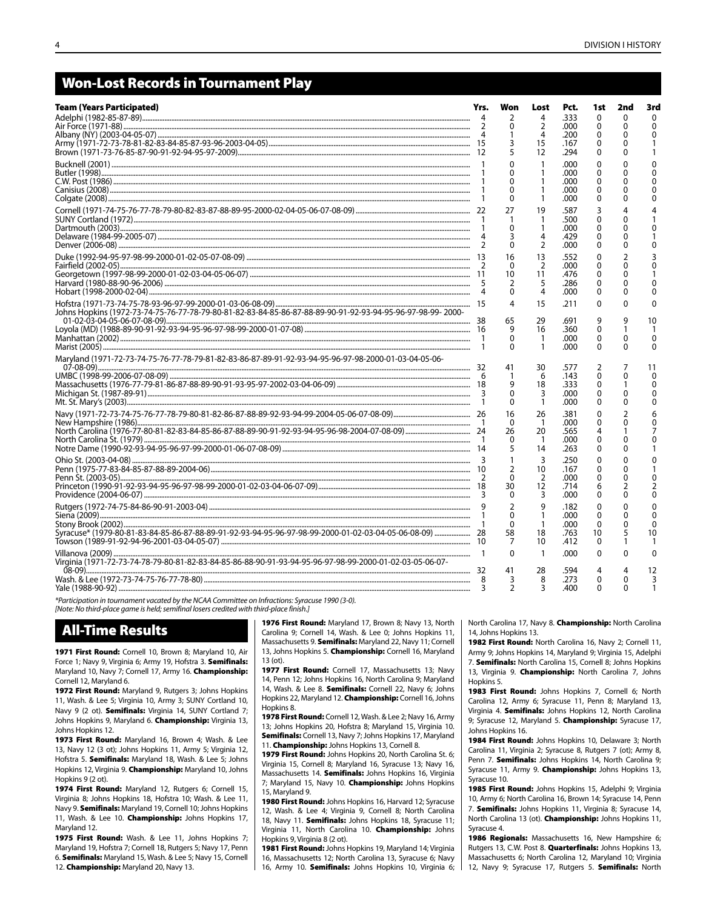## Won-Lost Records in Tournament Play

| Team (Years Participated) | Yrs. | Won | Lost | Pct. | 1st | 2nd | 3rd |
|---|---|---|---|---|---|---|---|
| Adelphi (1982-85-87-89) | 4 | 2 | 4 | .333 | 0 | 0 | 0 |
| Air Force (1971-88) | 2 | 0 | 2 | .000 | 0 | 0 | 0 |
| Albany (NY) (2003-04-05-07) | 4 | 1 | 4 | .200 | 0 | 0 | 0 |
| Army (1971-72-73-78-81-82-83-84-85-87-93-96-2003-04-05) | 15 | 3 | 15 | .167 | 0 | 0 | 1 |
| Brown (1971-73-76-85-87-90-91-92-94-95-97-2009) | 12 | 5 | 12 | .294 | 0 | 0 | 1 |
| Bucknell (2001) | 1 | 0 | 1 | .000 | 0 | 0 | 0 |
| Butler (1998) | 1 | 0 | 1 | .000 | 0 | 0 | 0 |
| C.W. Post (1986) | 1 | 0 | 1 | .000 | 0 | 0 | 0 |
| Canisius (2008) | 1 | 0 | 1 | .000 | 0 | 0 | 0 |
| Colgate (2008) | 1 | 0 | 1 | .000 | 0 | 0 | 0 |
| Cornell (1971-74-75-76-77-78-79-80-82-83-87-88-89-95-2000-02-04-05-06-07-08-09) | 22 | 27 | 19 | .587 | 3 | 4 | 4 |
| SUNY Cortland (1972) | 1 | 1 | 1 | .500 | 0 | 0 | 1 |
| Dartmouth (2003) | 1 | 0 | 1 | .000 | 0 | 0 | 0 |
| Delaware (1984-99-2005-07) | 4 | 3 | 4 | .429 | 0 | 0 | 1 |
| Denver (2006-08) | 2 | 0 | 2 | .000 | 0 | 0 | 0 |
| Duke (1992-94-95-97-98-99-2000-01-02-05-07-08-09) | 13 | 16 | 13 | .552 | 0 | 2 | 3 |
| Fairfield (2002-05) | 2 | 0 | 2 | .000 | 0 | 0 | 0 |
| Georgetown (1997-98-99-2000-01-02-03-04-05-06-07) | 11 | 10 | 11 | .476 | 0 | 0 | 1 |
| Harvard (1980-88-90-96-2006) | 5 | 2 | 5 | .286 | 0 | 0 | 0 |
| Hobart (1998-2000-02-04) | 4 | 0 | 4 | .000 | 0 | 0 | 0 |
| Hofstra (1971-73-74-75-78-93-96-97-99-2000-01-03-06-08-09) | 15 | 4 | 15 | .211 | 0 | 0 | 0 |
| Johns Hopkins (1972-73-74-75-76-77-78-79-80-81-82-83-84-85-86-87-88-89-90-91-92-93-94-95-96-97-98-99- 2000-01-02-03-04-05-06-07-08-09) | 38 | 65 | 29 | .691 | 9 | 9 | 10 |
| Loyola (MD) (1988-89-90-91-92-93-94-95-96-97-98-99-2000-01-07-08) | 16 | 9 | 16 | .360 | 0 | 1 | 1 |
| Manhattan (2002) | 1 | 0 | 1 | .000 | 0 | 0 | 0 |
| Marist (2005) | 1 | 0 | 1 | .000 | 0 | 0 | 0 |
| Maryland (1971-72-73-74-75-76-77-78-79-81-82-83-86-87-89-91-92-93-94-95-96-97-98-2000-01-03-04-05-06-07-08-09) | 32 | 41 | 30 | .577 | 2 | 7 | 11 |
| UMBC (1998-99-2006-07-08-09) | 6 | 1 | 6 | .143 | 0 | 0 | 0 |
| Massachusetts (1976-77-79-81-86-87-88-89-90-91-93-95-97-2002-03-04-06-09) | 18 | 9 | 18 | .333 | 0 | 1 | 0 |
| Michigan St. (1987-89-91) | 3 | 0 | 3 | .000 | 0 | 0 | 0 |
| Mt. St. Mary's (2003) | 1 | 0 | 1 | .000 | 0 | 0 | 0 |
| Navy (1971-72-73-74-75-76-77-78-79-80-81-82-86-87-88-89-92-93-94-99-2004-05-06-07-08-09) | 26 | 16 | 26 | .381 | 0 | 2 | 6 |
| New Hampshire (1986) | 1 | 0 | 1 | .000 | 0 | 0 | 0 |
| North Carolina (1976-77-80-81-82-83-84-85-86-87-88-89-90-91-93-94-95-96-98-2004-07-08-09) | 24 | 26 | 20 | .565 | 4 | 1 | 7 |
| North Carolina St. (1979) | 1 | 0 | 1 | .000 | 0 | 0 | 0 |
| Notre Dame (1990-92-93-94-95-96-97-99-2000-01-06-07-08-09) | 14 | 5 | 14 | .263 | 0 | 0 | 1 |
| Ohio St. (2003-04-08) | 3 | 1 | 3 | .250 | 0 | 0 | 0 |
| Penn (1975-77-83-84-85-87-88-89-2004-06) | 10 | 2 | 10 | .167 | 0 | 0 | 1 |
| Penn St. (2003-05) | 2 | 0 | 2 | .000 | 0 | 0 | 0 |
| Princeton (1990-91-92-93-94-95-96-97-98-99-2000-01-02-03-04-06-07-09) | 18 | 30 | 12 | .714 | 6 | 2 | 2 |
| Providence (2004-06-07) | 3 | 0 | 3 | .000 | 0 | 0 | 0 |
| Rutgers (1972-74-75-84-86-90-91-2003-04) | 9 | 2 | 9 | .182 | 0 | 0 | 0 |
| Siena (2009) | 1 | 0 | 1 | .000 | 0 | 0 | 0 |
| Stony Brook (2002) | 1 | 0 | 1 | .000 | 0 | 0 | 0 |
| Syracuse* (1979-80-81-83-84-85-86-87-88-89-91-92-93-94-95-96-97-98-99-2000-01-02-03-04-05-06-08-09) | 28 | 58 | 18 | .763 | 10 | 5 | 10 |
| Towson (1989-91-92-94-96-2001-03-04-05-07) | 10 | 7 | 10 | .412 | 0 | 1 | 1 |
| Villanova (2009) | 1 | 0 | 1 | .000 | 0 | 0 | 0 |
| Virginia (1971-72-73-74-78-79-80-81-82-83-84-85-86-88-90-91-93-94-95-96-97-98-99-2000-01-02-03-05-06-07-08-09) | 32 | 41 | 28 | .594 | 4 | 4 | 12 |
| Wash. & Lee (1972-73-74-75-76-77-78-80) | 8 | 3 | 8 | .273 | 0 | 0 | 3 |
| Yale (1988-90-92) | 3 | 2 | 3 | .400 | 0 | 0 | 1 |

*Participation in tournament vacated by the NCAA Committee on Infractions: Syracuse 1990 (3-0).
[Note: No third-place game is held; semifinal losers credited with third-place finish.]

## All-Time Results

**1971 First Round:** Cornell 10, Brown 8; Maryland 10, Air Force 1; Navy 9, Virginia 6; Army 19, Hofstra 3. **Semifinals:** Maryland 10, Navy 7; Cornell 17, Army 16. **Championship:** Cornell 12, Maryland 6.

**1972 First Round:** Maryland 9, Rutgers 3; Johns Hopkins 11, Wash. & Lee 5; Virginia 10, Army 3; SUNY Cortland 10, Navy 9 (2 ot). **Semifinals:** Virginia 14, SUNY Cortland 7; Johns Hopkins 9, Maryland 6. **Championship:** Virginia 13, Johns Hopkins 12.

**1973 First Round:** Maryland 16, Brown 4; Wash. & Lee 13, Navy 12 (3 ot); Johns Hopkins 11, Army 5; Virginia 12, Hofstra 5. **Semifinals:** Maryland 18, Wash. & Lee 5; Johns Hopkins 12, Virginia 9. **Championship:** Maryland 10, Johns Hopkins 9 (2 ot).

**1974 First Round:** Maryland 12, Rutgers 6; Cornell 15, Virginia 8; Johns Hopkins 18, Hofstra 10; Wash. & Lee 11, Navy 9. **Semifinals:** Maryland 19, Cornell 10; Johns Hopkins 11, Wash. & Lee 10. **Championship:** Johns Hopkins 17, Maryland 12.

**1975 First Round:** Wash. & Lee 11, Johns Hopkins 7; Maryland 19, Hofstra 7; Cornell 18, Rutgers 5; Navy 17, Penn 6. **Semifinals:** Maryland 15, Wash. & Lee 5; Navy 15, Cornell 12. **Championship:** Maryland 20, Navy 13.

**1976 First Round:** Maryland 17, Brown 8; Navy 13, North Carolina 9; Cornell 14, Wash. & Lee 0; Johns Hopkins 11, Massachusetts 9. **Semifinals:** Maryland 22, Navy 11; Cornell 13, Johns Hopkins 5. **Championship:** Cornell 16, Maryland 13 (ot).

**1977 First Round:** Cornell 17, Massachusetts 13; Navy 14, Penn 12; Johns Hopkins 16, North Carolina 9; Maryland 14, Wash. & Lee 8. **Semifinals:** Cornell 22, Navy 6; Johns Hopkins 22, Maryland 12. **Championship:** Cornell 16, Johns Hopkins 8.

**1978 First Round:** Cornell 12, Wash. & Lee 2; Navy 16, Army 13; Johns Hopkins 20, Hofstra 6; Maryland 15, Virginia 10. **Semifinals:** Cornell 13, Navy 7; Johns Hopkins 17, Maryland 11. **Championship:** Johns Hopkins 13, Cornell 8.

**1979 First Round:** Johns Hopkins 20, North Carolina St. 6; Virginia 15, Cornell 8; Maryland 16, Syracuse 13; Navy 16, Massachusetts 14. **Semifinals:** Johns Hopkins 16, Virginia 7; Maryland 15, Navy 10. **Championship:** Johns Hopkins 15, Maryland 9.

**1980 First Round:** Johns Hopkins 16, Harvard 12; Syracuse 12, Wash. & Lee 4; Virginia 9, Cornell 8; North Carolina 18, Navy 11. **Semifinals:** Johns Hopkins 18, Syracuse 11; Virginia 11, North Carolina 10. **Championship:** Johns Hopkins 9, Virginia 8 (2 ot).

**1981 First Round:** Johns Hopkins 19, Maryland 14; Virginia 16, Massachusetts 12; North Carolina 13, Syracuse 6; Navy 16, Army 10. **Semifinals:** Johns Hopkins 10, Virginia 6; North Carolina 17, Navy 8. **Championship:** North Carolina 14, Johns Hopkins 13.

**1982 First Round:** North Carolina 16, Navy 2; Cornell 11, Army 9; Johns Hopkins 14, Maryland 9; Virginia 15, Adelphi 7. **Semifinals:** North Carolina 15, Cornell 8; Johns Hopkins 13, Virginia 9. **Championship:** North Carolina 7, Johns Hopkins 5.

**1983 First Round:** Johns Hopkins 7, Cornell 6; North Carolina 12, Army 6; Syracuse 11, Penn 8; Maryland 13, Virginia 4. **Semifinals:** Johns Hopkins 12, North Carolina 9; Syracuse 12, Maryland 5. **Championship:** Syracuse 17, Johns Hopkins 16.

**1984 First Round:** Johns Hopkins 10, Delaware 3; North Carolina 11, Virginia 2; Syracuse 8, Rutgers 7 (ot); Army 8, Penn 7. **Semifinals:** Johns Hopkins 14, North Carolina 9; Syracuse 11, Army 9. **Championship:** Johns Hopkins 13, Syracuse 10.

**1985 First Round:** Johns Hopkins 15, Adelphi 9; Virginia 10, Army 6; North Carolina 16, Brown 14; Syracuse 14, Penn 7. **Semifinals:** Johns Hopkins 11, Virginia 8; Syracuse 14, North Carolina 13 (ot). **Championship:** Johns Hopkins 11, Syracuse 4.

**1986 Regionals:** Massachusetts 16, New Hampshire 6; Rutgers 13, C.W. Post 8. **Quarterfinals:** Johns Hopkins 13, Massachusetts 6; North Carolina 12, Maryland 10; Virginia 12, Navy 9; Syracuse 17, Rutgers 5. **Semifinals:** North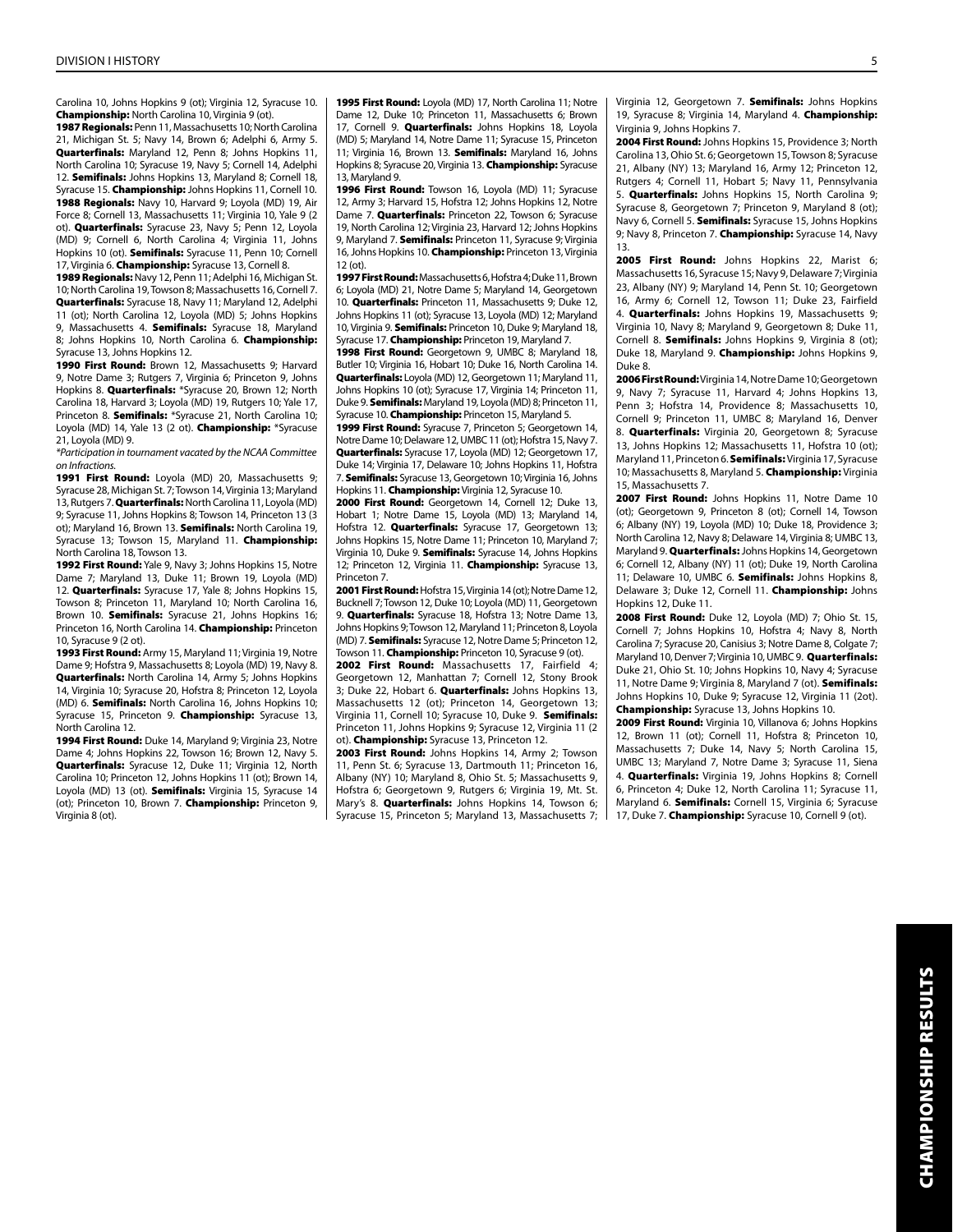Carolina 10, Johns Hopkins 9 (ot); Virginia 12, Syracuse 10. **Championship:** North Carolina 10, Virginia 9 (ot).

**1987 Regionals:** Penn 11, Massachusetts 10; North Carolina 21, Michigan St. 5; Navy 14, Brown 6; Adelphi 6, Army 5. **Quarterfinals:** Maryland 12, Penn 8; Johns Hopkins 11, North Carolina 10; Syracuse 19, Navy 5; Cornell 14, Adelphi 12. **Semifinals:** Johns Hopkins 13, Maryland 8; Cornell 18, Syracuse 15. **Championship:** Johns Hopkins 11, Cornell 10.

**1988 Regionals:** Navy 10, Harvard 9; Loyola (MD) 19, Air Force 8; Cornell 13, Massachusetts 11; Virginia 10, Yale 9 (2 ot). **Quarterfinals:** Syracuse 23, Navy 5; Penn 12, Loyola (MD) 9; Cornell 6, North Carolina 4; Virginia 11, Johns Hopkins 10 (ot). **Semifinals:** Syracuse 11, Penn 10; Cornell 17, Virginia 6. **Championship:** Syracuse 13, Cornell 8.

**1989 Regionals:** Navy 12, Penn 11; Adelphi 16, Michigan St. 10; North Carolina 19, Towson 8; Massachusetts 16, Cornell 7. **Quarterfinals:** Syracuse 18, Navy 11; Maryland 12, Adelphi 11 (ot); North Carolina 12, Loyola (MD) 5; Johns Hopkins 9, Massachusetts 4. **Semifinals:** Syracuse 18, Maryland 8; Johns Hopkins 10, North Carolina 6. **Championship:** Syracuse 13, Johns Hopkins 12.

**1990 First Round:** Brown 12, Massachusetts 9; Harvard 9, Notre Dame 3; Rutgers 7, Virginia 6; Princeton 9, Johns Hopkins 8. **Quarterfinals:** *Syracuse 20, Brown 12; North Carolina 18, Harvard 3; Loyola (MD) 19, Rutgers 10; Yale 17, Princeton 16. **Semifinals:** *Syracuse 21, North Carolina 10; Loyola (MD) 14, Yale 13 (2 ot). **Championship:** *Syracuse 21, Loyola (MD) 9.

*\*Participation in tournament vacated by the NCAA Committee on Infractions.*

**1991 First Round:** Loyola (MD) 20, Massachusetts 9; Syracuse 28, Michigan St. 7; Towson 14, Virginia 13; Maryland 13, Rutgers 7. **Quarterfinals:** North Carolina 11, Loyola (MD) 9; Syracuse 11, Johns Hopkins 8; Towson 14, Princeton 13 (3 ot); Maryland 16, Brown 13. **Semifinals:** North Carolina 19, Syracuse 13; Towson 15, Maryland 11. **Championship:** North Carolina 18, Towson 13.

**1992 First Round:** Yale 9, Navy 3; Johns Hopkins 15, Notre Dame 7; Maryland 13, Duke 11; Brown 19, Loyola (MD) 12. **Quarterfinals:** Syracuse 17, Yale 8; Johns Hopkins 15, Towson 8; Princeton 11, Maryland 10; North Carolina 16, Brown 10. **Semifinals:** Syracuse 21, Johns Hopkins 16; Princeton 16, North Carolina 14. **Championship:** Princeton 10, Syracuse 9 (2 ot).

**1993 First Round:** Army 15, Maryland 11; Virginia 19, Notre Dame 9; Hofstra 9, Massachusetts 8; Loyola (MD) 19, Navy 8. **Quarterfinals:** North Carolina 14, Army 5; Johns Hopkins 14, Virginia 10; Syracuse 20, Hofstra 8; Princeton 12, Loyola (MD) 6. **Semifinals:** North Carolina 16, Johns Hopkins 10; Syracuse 15, Princeton 9. **Championship:** Syracuse 13, North Carolina 12.

**1994 First Round:** Duke 14, Maryland 9; Virginia 23, Notre Dame 4; Johns Hopkins 22, Towson 16; Brown 12, Navy 5. **Quarterfinals:** Syracuse 12, Duke 11; Virginia 12, North Carolina 10; Princeton 12, Johns Hopkins 11 (ot); Brown 14, Loyola (MD) 13 (ot). **Semifinals:** Virginia 15, Syracuse 14 (ot); Princeton 10, Brown 7. **Championship:** Princeton 9, Virginia 8 (ot).

**1995 First Round:** Loyola (MD) 17, North Carolina 11; Notre Dame 12, Duke 10; Princeton 11, Massachusetts 6; Brown 17, Cornell 9. **Quarterfinals:** Johns Hopkins 18, Loyola (MD) 5; Maryland 14, Notre Dame 11; Syracuse 15, Princeton 11; Virginia 16, Brown 13. **Semifinals:** Maryland 16, Johns Hopkins 8; Syracuse 20, Virginia 13. **Championship:** Syracuse 13, Maryland 9.

**1996 First Round:** Towson 16, Loyola (MD) 11; Syracuse 12, Army 3; Harvard 15, Hofstra 12; Johns Hopkins 12, Notre Dame 7. **Quarterfinals:** Princeton 22, Towson 6; Syracuse 19, North Carolina 12; Virginia 23, Harvard 12; Johns Hopkins 9, Maryland 7. **Semifinals:** Princeton 11, Syracuse 9; Virginia 16, Johns Hopkins 10. **Championship:** Princeton 13, Virginia 12 (ot).

**1997 First Round:** Massachusetts 6, Hofstra 4; Duke 11, Brown 6; Loyola (MD) 21, Notre Dame 5; Maryland 14, Georgetown 10. **Quarterfinals:** Princeton 11, Massachusetts 9; Duke 12, Johns Hopkins 11 (ot); Syracuse 13, Loyola (MD) 12; Maryland 10, Virginia 9. **Semifinals:** Princeton 10, Duke 9; Maryland 18, Syracuse 17. **Championship:** Princeton 19, Maryland 7.

**1998 First Round:** Georgetown 9, UMBC 8; Maryland 18, Butler 10; Virginia 16, Hobart 10; Duke 16, North Carolina 14. **Quarterfinals:** Loyola (MD) 12, Georgetown 11; Maryland 11, Johns Hopkins 10 (ot); Syracuse 17, Virginia 14; Princeton 11, Duke 9. **Semifinals:** Maryland 19, Loyola (MD) 8; Princeton 11, Syracuse 10. **Championship:** Princeton 15, Maryland 5.

**1999 First Round:** Syracuse 7, Princeton 5; Georgetown 14, Notre Dame 10; Delaware 12, UMBC 11 (ot); Hofstra 15, Navy 7. **Quarterfinals:** Syracuse 17, Loyola (MD) 12; Georgetown 17, Duke 14; Virginia 17, Delaware 10; Johns Hopkins 11, Hofstra 7. **Semifinals:** Syracuse 13, Georgetown 10; Virginia 16, Johns Hopkins 11. **Championship:** Virginia 12, Syracuse 10.

**2000 First Round:** Georgetown 14, Cornell 12; Duke 13, Hobart 1; Notre Dame 15, Loyola (MD) 13; Maryland 14, Hofstra 12. **Quarterfinals:** Syracuse 17, Georgetown 13; Johns Hopkins 15, Notre Dame 11; Princeton 10, Maryland 7; Virginia 10, Duke 9. **Semifinals:** Syracuse 14, Johns Hopkins 12; Princeton 12, Virginia 11. **Championship:** Syracuse 13, Princeton 7.

**2001 First Round:** Hofstra 15, Virginia 14 (ot); Notre Dame 12, Bucknell 7; Towson 12, Duke 10; Loyola (MD) 11, Georgetown 9. **Quarterfinals:** Syracuse 18, Hofstra 13; Notre Dame 13, Johns Hopkins 9; Towson 12, Maryland 11; Princeton 8, Loyola (MD) 7. **Semifinals:** Syracuse 12, Notre Dame 5; Princeton 12, Towson 11. **Championship:** Princeton 10, Syracuse 9 (ot).

**2002 First Round:** Massachusetts 17, Fairfield 4; Georgetown 12, Manhattan 7; Cornell 12, Stony Brook 3; Duke 12, Hobart 6. **Quarterfinals:** Johns Hopkins 13, Massachusetts 12 (ot); Princeton 14, Georgetown 13; Virginia 11, Cornell 10; Syracuse 10, Duke 9. **Semifinals:** Princeton 11, Johns Hopkins 9; Syracuse 12, Virginia 11 (2 ot). **Championship:** Syracuse 13, Princeton 12.

**2003 First Round:** Johns Hopkins 14, Army 2; Towson 11, Penn St. 6; Syracuse 13, Dartmouth 11; Princeton 16, Albany (NY) 10; Maryland 8, Ohio St. 5; Massachusetts 9, Hofstra 6; Georgetown 9, Rutgers 6; Virginia 19, Mt. St. Mary's 8. **Quarterfinals:** Johns Hopkins 14, Towson 6; Syracuse 15, Princeton 5; Maryland 13, Massachusetts 7; Virginia 12, Georgetown 7. **Semifinals:** Johns Hopkins 19, Syracuse 8; Virginia 14, Maryland 4. **Championship:** Virginia 9, Johns Hopkins 7.

**2004 First Round:** Johns Hopkins 15, Providence 3; North Carolina 13, Ohio St. 6; Georgetown 15, Towson 8; Syracuse 21, Albany (NY) 13; Maryland 16, Army 12; Princeton 12, Rutgers 4; Cornell 11, Hobart 5; Navy 11, Pennsylvania 5. **Quarterfinals:** Johns Hopkins 15, North Carolina 9; Syracuse 8, Georgetown 7; Princeton 9, Maryland 8 (ot); Navy 6, Cornell 5. **Semifinals:** Syracuse 15, Johns Hopkins 9; Navy 8, Princeton 7. **Championship:** Syracuse 14, Navy 13.

**2005 First Round:** Johns Hopkins 22, Marist 6; Massachusetts 16, Syracuse 15; Navy 9, Delaware 7; Virginia 23, Albany (NY) 9; Maryland 14, Penn St. 10; Georgetown 16, Army 6; Cornell 12, Towson 11; Duke 23, Fairfield 4. **Quarterfinals:** Johns Hopkins 19, Massachusetts 9; Virginia 10, Navy 8; Maryland 9, Georgetown 8; Duke 11, Cornell 8. **Semifinals:** Johns Hopkins 9, Virginia 8 (ot); Duke 18, Maryland 9. **Championship:** Johns Hopkins 9, Duke 8.

**2006 First Round:** Virginia 14, Notre Dame 10; Georgetown 9, Navy 7; Syracuse 11, Harvard 4; Johns Hopkins 13, Penn 3; Hofstra 14, Providence 8; Massachusetts 10, Cornell 9; Princeton 11, UMBC 8; Maryland 16, Denver 8. **Quarterfinals:** Virginia 20, Georgetown 8; Syracuse 13, Johns Hopkins 12; Massachusetts 11, Hofstra 10 (ot); Maryland 11, Princeton 6. **Semifinals:** Virginia 17, Syracuse 10; Massachusetts 8, Maryland 5. **Championship:** Virginia 15, Massachusetts 7.

**2007 First Round:** Johns Hopkins 11, Notre Dame 10 (ot); Georgetown 9, Princeton 8 (ot); Cornell 14, Towson 6; Albany (NY) 19, Loyola (MD) 10; Duke 18, Providence 3; North Carolina 12, Navy 8; Delaware 14, Virginia 8; UMBC 13, Maryland 9. **Quarterfinals:** Johns Hopkins 14, Georgetown 6; Cornell 12, Albany (NY) 11 (ot); Duke 19, North Carolina 11; Delaware 10, UMBC 6. **Semifinals:** Johns Hopkins 8, Delaware 3; Duke 12, Cornell 11. **Championship:** Johns Hopkins 12, Duke 11.

**2008 First Round:** Duke 12, Loyola (MD) 7; Ohio St. 15, Cornell 7; Johns Hopkins 10, Hofstra 4; Navy 8, North Carolina 7; Syracuse 20, Canisius 3; Notre Dame 8, Colgate 7; Maryland 10, Denver 7; Virginia 10, UMBC 9. **Quarterfinals:** Duke 21, Ohio St. 10; Johns Hopkins 10, Navy 4; Syracuse 11, Notre Dame 9; Virginia 8, Maryland 7 (ot). **Semifinals:** Johns Hopkins 10, Duke 9; Syracuse 12, Virginia 11 (2ot). **Championship:** Syracuse 13, Johns Hopkins 10.

**2009 First Round:** Virginia 10, Villanova 6; Johns Hopkins 12, Brown 11 (ot); Cornell 11, Hofstra 8; Princeton 10, Massachusetts 7; Duke 14, Navy 5; North Carolina 15, UMBC 13; Maryland 7, Notre Dame 3; Syracuse 11, Siena 4. **Quarterfinals:** Virginia 19, Johns Hopkins 8; Cornell 6, Princeton 4; Duke 12, North Carolina 11; Syracuse 11, Maryland 6. **Semifinals:** Cornell 15, Virginia 6; Syracuse 17, Duke 7. **Championship:** Syracuse 10, Cornell 9 (ot).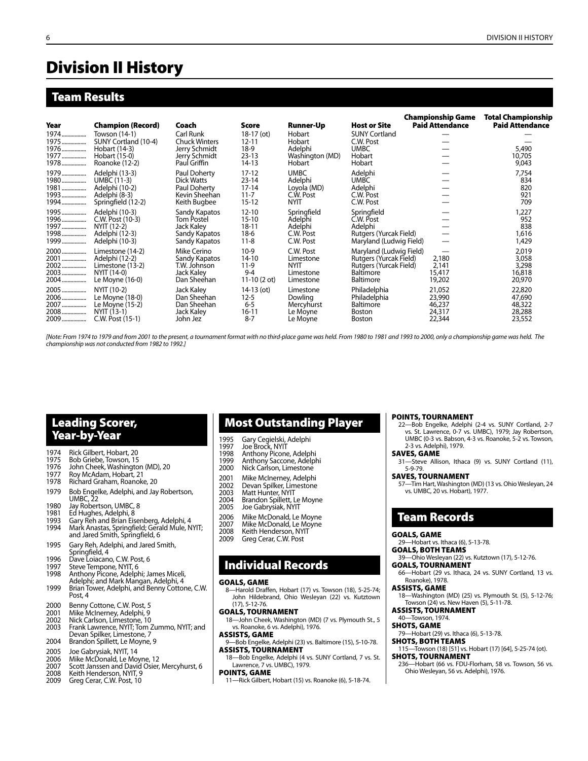# Division II History

## Team Results

| Year | Champion (Record) | Coach | Score | Runner-Up | Host or Site | Championship Game Paid Attendance | Total Championship Paid Attendance |
|---|---|---|---|---|---|---|---|
| 1974 | Towson (14-1) | Carl Runk | 18-17 (ot) | Hobart | SUNY Cortland | — | — |
| 1975 | SUNY Cortland (10-4) | Chuck Winters | 12-11 | Hobart | C.W. Post | — | — |
| 1976 | Hobart (14-3) | Jerry Schmidt | 18-9 | Adelphi | UMBC | — | 5,490 |
| 1977 | Hobart (15-0) | Jerry Schmidt | 23-13 | Washington (MD) | Hobart | — | 10,705 |
| 1978 | Roanoke (12-2) | Paul Griffin | 14-13 | Hobart | Hobart | — | 9,043 |
| 1979 | Adelphi (13-3) | Paul Doherty | 17-12 | UMBC | Adelphi | — | 7,754 |
| 1980 | UMBC (11-3) | Dick Watts | 23-14 | Adelphi | UMBC | — | 834 |
| 1981 | Adelphi (10-2) | Paul Doherty | 17-14 | Loyola (MD) | Adelphi | — | 820 |
| 1993 | Adelphi (8-3) | Kevin Sheehan | 11-7 | C.W. Post | C.W. Post | — | 921 |
| 1994 | Springfield (12-2) | Keith Bugbee | 15-12 | NYIT | C.W. Post | — | 709 |
| 1995 | Adelphi (10-3) | Sandy Kapatos | 12-10 | Springfield | Springfield | — | 1,227 |
| 1996 | C.W. Post (10-3) | Tom Postel | 15-10 | Adelphi | C.W. Post | — | 952 |
| 1997 | NYIT (12-2) | Jack Kaley | 18-11 | Adelphi | Adelphi | — | 838 |
| 1998 | Adelphi (12-3) | Sandy Kapatos | 18-6 | C.W. Post | Rutgers (Yurcak Field) | — | 1,616 |
| 1999 | Adelphi (10-3) | Sandy Kapatos | 11-8 | C.W. Post | Maryland (Ludwig Field) | — | 1,429 |
| 2000 | Limestone (14-2) | Mike Cerino | 10-9 | C.W. Post | Maryland (Ludwig Field) | — | 2,019 |
| 2001 | Adelphi (12-2) | Sandy Kapatos | 14-10 | Limestone | Rutgers (Yurcak Field) | 2,180 | 3,058 |
| 2002 | Limestone (13-2) | T.W. Johnson | 11-9 | NYIT | Rutgers (Yurcak Field) | 2,141 | 3,298 |
| 2003 | NYIT (14-0) | Jack Kaley | 9-4 | Limestone | Baltimore | 15,417 | 16,818 |
| 2004 | Le Moyne (16-0) | Dan Sheehan | 11-10 (2 ot) | Limestone | Baltimore | 19,202 | 20,970 |
| 2005 | NYIT (10-2) | Jack Kaley | 14-13 (ot) | Limestone | Philadelphia | 21,052 | 22,820 |
| 2006 | Le Moyne (18-0) | Dan Sheehan | 12-5 | Dowling | Philadelphia | 23,990 | 47,690 |
| 2007 | Le Moyne (15-2) | Dan Sheehan | 6-5 | Mercyhurst | Baltimore | 46,237 | 48,322 |
| 2008 | NYIT (13-1) | Jack Kaley | 16-11 | Le Moyne | Boston | 24,317 | 28,288 |
| 2009 | C.W. Post (15-1) | John Jez | 8-7 | Le Moyne | Boston | 22,344 | 23,552 |

*[Note: From 1974 to 1979 and from 2001 to the present, a tournament format with no third-place game was held. From 1980 to 1981 and 1993 to 2000, only a championship game was held. The championship was not conducted from 1982 to 1992.]*

## Leading Scorer, Year-by-Year

- 1974 Rick Gilbert, Hobart, 20
- 1975 Bob Griebe, Towson, 15
- 1976 John Cheek, Washington (MD), 20
- 1977 Roy McAdam, Hobart, 21
- 1978 Richard Graham, Roanoke, 20
- 1979 Bob Engelke, Adelphi, and Jay Robertson, UMBC, 22
- 1980 Jay Robertson, UMBC, 8
- 1981 Ed Hughes, Adelphi, 8
- 1993 Gary Reh and Brian Eisenberg, Adelphi, 4
- 1994 Mark Anastas, Springfield; Gerald Mule, NYIT; and Jared Smith, Springfield, 6
- 1995 Gary Reh, Adelphi, and Jared Smith, Springfield, 4
- 1996 Dave Loiacano, C.W. Post, 6
- 1997 Steve Tempone, NYIT, 6
- 1998 Anthony Picone, Adelphi; James Miceli, Adelphi; and Mark Mangan, Adelphi, 4
- 1999 Brian Tower, Adelphi, and Benny Cottone, C.W. Post, 4
- 2000 Benny Cottone, C.W. Post, 5
- 2001 Mike McInerney, Adelphi, 9
- 2002 Nick Carlson, Limestone, 10
- 2003 Frank Lawrence, NYIT; Tom Zummo, NYIT; and Devan Spilker, Limestone, 7
- 2004 Brandon Spillett, Le Moyne, 9
- 2005 Joe Gabrysiak, NYIT, 14
- 2006 Mike McDonald, Le Moyne, 12
- 2007 Scott Janssen and David Osier, Mercyhurst, 6
- 2008 Keith Henderson, NYIT, 9
- 2009 Greg Cerar, C.W. Post, 10

## Most Outstanding Player

- 1995 Gary Cegielski, Adelphi
- 1997 Joe Brock, NYIT
- 1998 Anthony Picone, Adelphi
- 1999 Anthony Saccone, Adelphi
- 2000 Nick Carlson, Limestone
- 2001 Mike McInerney, Adelphi
- 2002 Devan Spilker, Limestone
- 2003 Matt Hunter, NYIT
- 2004 Brandon Spillett, Le Moyne
- 2005 Joe Gabrysiak, NYIT
- 2006 Mike McDonald, Le Moyne
- 2007 Mike McDonald, Le Moyne
- 2008 Keith Henderson, NYIT
- 2009 Greg Cerar, C.W. Post

## Individual Records

**GOALS, GAME**
8—Harold Draffen, Hobart (17) vs. Towson (18), 5-25-74; John Hildebrand, Ohio Wesleyan (22) vs. Kutztown (17), 5-12-76.

**GOALS, TOURNAMENT**
18—John Cheek, Washington (MD) (7 vs. Plymouth St., 5 vs. Roanoke, 6 vs. Adelphi), 1976.

**ASSISTS, GAME**
9—Bob Engelke, Adelphi (23) vs. Baltimore (15), 5-10-78.

**ASSISTS, TOURNAMENT**
18—Bob Engelke, Adelphi (4 vs. SUNY Cortland, 7 vs. St. Lawrence, 7 vs. UMBC), 1979.

**POINTS, GAME**
11—Rick Gilbert, Hobart (15) vs. Roanoke (6), 5-18-74.

**POINTS, TOURNAMENT**
22—Bob Engelke, Adelphi (2-4 vs. SUNY Cortland, 2-7 vs. St. Lawrence, 0-7 vs. UMBC), 1979; Jay Robertson, UMBC (0-3 vs. Babson, 4-3 vs. Roanoke, 5-2 vs. Towson, 2-3 vs. Adelphi), 1979.

**SAVES, GAME**
31—Steve Allison, Ithaca (9) vs. SUNY Cortland (11), 5-9-79.

**SAVES, TOURNAMENT**
57—Tim Hart, Washington (MD) (13 vs. Ohio Wesleyan, 24 vs. UMBC, 20 vs. Hobart), 1977.

## Team Records

**GOALS, GAME**
29—Hobart vs. Ithaca (6), 5-13-78.

**GOALS, BOTH TEAMS**
39—Ohio Wesleyan (22) vs. Kutztown (17), 5-12-76.

**GOALS, TOURNAMENT**
66—Hobart (29 vs. Ithaca, 24 vs. SUNY Cortland, 13 vs. Roanoke), 1978.

**ASSISTS, GAME**
18—Washington (MD) (25) vs. Plymouth St. (5), 5-12-76; Towson (24) vs. New Haven (5), 5-11-78.

**ASSISTS, TOURNAMENT**
40—Towson, 1974.

**SHOTS, GAME**
79—Hobart (29) vs. Ithaca (6), 5-13-78.

**SHOTS, BOTH TEAMS**
115—Towson (18) [51] vs. Hobart (17) [64], 5-25-74 (ot).

**SHOTS, TOURNAMENT**
236—Hobart (66 vs. FDU-Florham, 58 vs. Towson, 56 vs. Ohio Wesleyan, 56 vs. Adelphi), 1976.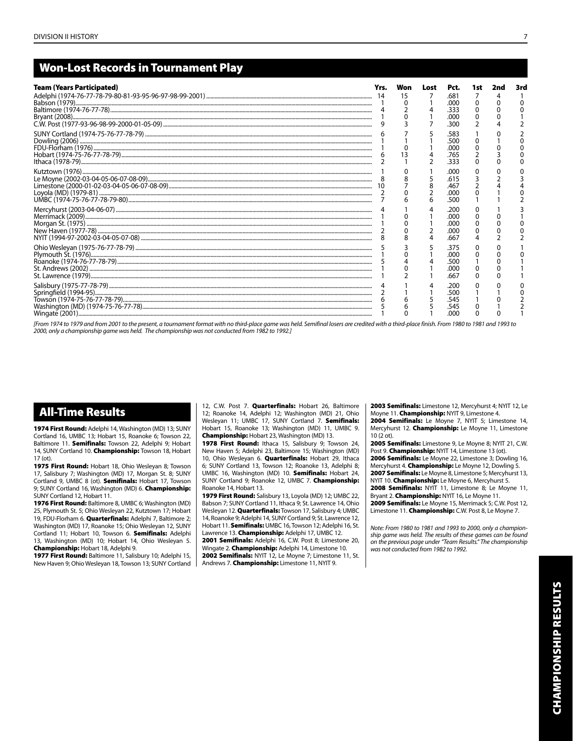## Won-Lost Records in Tournament Play

| Team (Years Participated) | Yrs. | Won | Lost | Pct. | 1st | 2nd | 3rd |
|---|---|---|---|---|---|---|---|
| Adelphi (1974-76-77-78-79-80-81-93-95-96-97-98-99-2001) | 14 | 15 | 7 | .681 | 7 | 4 | 1 |
| Babson (1979) | 1 | 0 | 1 | .000 | 0 | 0 | 0 |
| Baltimore (1974-76-77-78) | 4 | 2 | 4 | .333 | 0 | 0 | 0 |
| Bryant (2008) | 1 | 0 | 1 | .000 | 0 | 0 | 1 |
| C.W. Post (1977-93-96-98-99-2000-01-05-09) | 9 | 3 | 7 | .300 | 2 | 4 | 2 |
| SUNY Cortland (1974-75-76-77-78-79) | 6 | 7 | 5 | .583 | 1 | 0 | 2 |
| Dowling (2006) | 1 | 1 | 1 | .500 | 0 | 1 | 0 |
| FDU-Florham (1976) | 1 | 0 | 1 | .000 | 0 | 0 | 0 |
| Hobart (1974-75-76-77-78-79) | 6 | 13 | 4 | .765 | 2 | 3 | 0 |
| Ithaca (1978-79) | 2 | 1 | 2 | .333 | 0 | 0 | 0 |
| Kutztown (1976) | 1 | 0 | 1 | .000 | 0 | 0 | 0 |
| Le Moyne (2002-03-04-05-06-07-08-09) | 8 | 8 | 5 | .615 | 3 | 2 | 3 |
| Limestone (2000-01-02-03-04-05-06-07-08-09) | 10 | 7 | 8 | .467 | 2 | 4 | 4 |
| Loyola (MD) (1979-81) | 2 | 0 | 2 | .000 | 0 | 1 | 0 |
| UMBC (1974-75-76-77-78-79-80) | 7 | 6 | 6 | .500 | 1 | 1 | 2 |
| Mercyhurst (2003-04-06-07) | 4 | 1 | 4 | .200 | 0 | 1 | 3 |
| Merrimack (2009) | 1 | 0 | 1 | .000 | 0 | 0 | 1 |
| Morgan St. (1975) | 1 | 0 | 1 | .000 | 0 | 0 | 0 |
| New Haven (1977-78) | 2 | 0 | 2 | .000 | 0 | 0 | 0 |
| NYIT (1994-97-2002-03-04-05-07-08) | 8 | 8 | 4 | .667 | 4 | 2 | 2 |
| Ohio Wesleyan (1975-76-77-78-79) | 5 | 3 | 5 | .375 | 0 | 0 | 1 |
| Plymouth St. (1976) | 1 | 0 | 1 | .000 | 0 | 0 | 0 |
| Roanoke (1974-76-77-78-79) | 5 | 4 | 4 | .500 | 1 | 0 | 1 |
| St. Andrews (2002) | 1 | 0 | 1 | .000 | 0 | 0 | 1 |
| St. Lawrence (1979) | 1 | 2 | 1 | .667 | 0 | 0 | 1 |
| Salisbury (1975-77-78-79) | 4 | 1 | 4 | .200 | 0 | 0 | 0 |
| Springfield (1994-95) | 2 | 1 | 1 | .500 | 1 | 1 | 0 |
| Towson (1974-75-76-77-78-79) | 6 | 6 | 5 | .545 | 1 | 0 | 2 |
| Washington (MD) (1974-75-76-77-78) | 5 | 6 | 5 | .545 | 0 | 1 | 2 |
| Wingate (2001) | 1 | 0 | 1 | .000 | 0 | 0 | 1 |

*[From 1974 to 1979 and from 2001 to the present, a tournament format with no third-place game was held. Semifinal losers are credited with a third-place finish. From 1980 to 1981 and 1993 to 2000, only a championship game was held. The championship was not conducted from 1982 to 1992.]*

## All-Time Results

**1974 First Round:** Adelphi 14, Washington (MD) 13; SUNY Cortland 16, UMBC 13; Hobart 15, Roanoke 6; Towson 22, Baltimore 11. **Semifinals:** Towson 22, Adelphi 9; Hobart 14, SUNY Cortland 10. **Championship:** Towson 18, Hobart 17 (ot).

**1975 First Round:** Hobart 18, Ohio Wesleyan 8; Towson 17, Salisbury 7; Washington (MD) 17, Morgan St. 8; SUNY Cortland 9, UMBC 8 (ot). **Semifinals:** Hobart 17, Towson 9; SUNY Cortland 16, Washington (MD) 6. **Championship:** SUNY Cortland 12, Hobart 11.

**1976 First Round:** Baltimore 8, UMBC 6; Washington (MD) 25, Plymouth St. 5; Ohio Wesleyan 22, Kutztown 17; Hobart 19, FDU-Florham 6. **Quarterfinals:** Adelphi 7, Baltimore 2; Washington (MD) 17, Roanoke 15; Ohio Wesleyan 12, SUNY Cortland 11; Hobart 10, Towson 6. **Semifinals:** Adelphi 13, Washington (MD) 10; Hobart 14, Ohio Wesleyan 5. **Championship:** Hobart 18, Adelphi 9.

**1977 First Round:** Baltimore 11, Salisbury 10; Adelphi 15, New Haven 9; Ohio Wesleyan 18, Towson 13; SUNY Cortland 12, C.W. Post 7. **Quarterfinals:** Hobart 26, Baltimore 12; Roanoke 14, Adelphi 12; Washington (MD) 21, Ohio Wesleyan 11; UMBC 17, SUNY Cortland 7. **Semifinals:** Hobart 15, Roanoke 13; Washington (MD) 11, UMBC 9. **Championship:** Hobart 23, Washington (MD) 13.

**1978 First Round:** Ithaca 15, Salisbury 9; Towson 24, New Haven 5; Adelphi 23, Baltimore 15; Washington (MD) 10, Ohio Wesleyan 6. **Quarterfinals:** Hobart 29, Ithaca 6; SUNY Cortland 13, Towson 12; Roanoke 13, Adelphi 8; UMBC 16, Washington (MD) 10. **Semifinals:** Hobart 24, SUNY Cortland 9; Roanoke 12, UMBC 7. **Championship:** Roanoke 14, Hobart 13.

**1979 First Round:** Salisbury 13, Loyola (MD) 12; UMBC 22, Babson 7; SUNY Cortland 11, Ithaca 9; St. Lawrence 14, Ohio Wesleyan 12. **Quarterfinals:** Towson 17, Salisbury 4; UMBC 14, Roanoke 9; Adelphi 14, SUNY Cortland 9; St. Lawrence 12, Hobart 11. **Semifinals:** UMBC 16, Towson 12; Adelphi 16, St. Lawrence 13. **Championship:** Adelphi 17, UMBC 12.

**2001 Semifinals:** Adelphi 16, C.W. Post 8; Limestone 20, Wingate 2. **Championship:** Adelphi 14, Limestone 10.

**2002 Semifinals:** NYIT 12, Le Moyne 7; Limestone 11, St. Andrews 7. **Championship:** Limestone 11, NYIT 9.

**2003 Semifinals:** Limestone 12, Mercyhurst 4; NYIT 12, Le Moyne 11. **Championship:** NYIT 9, Limestone 4.

**2004 Semifinals:** Le Moyne 7, NYIT 5; Limestone 14, Mercyhurst 12. **Championship:** Le Moyne 11, Limestone 10 (2 ot).

**2005 Semifinals:** Limestone 9, Le Moyne 8; NYIT 21, C.W. Post 9. **Championship:** NYIT 14, Limestone 13 (ot).

**2006 Semifinals:** Le Moyne 22, Limestone 3; Dowling 16, Mercyhurst 4. **Championship:** Le Moyne 12, Dowling 5.

**2007 Semifinals:** Le Moyne 8, Limestone 5; Mercyhurst 13, NYIT 10. **Championship:** Le Moyne 6, Mercyhurst 5.

**2008 Semifinals:** NYIT 11, Limestone 8; Le Moyne 11, Bryant 2. **Championship:** NYIT 16, Le Moyne 11.

**2009 Semifinals:** Le Moyne 15, Merrimack 5; C.W. Post 12, Limestone 11. **Championship:** C.W. Post 8, Le Moyne 7.

*Note: From 1980 to 1981 and 1993 to 2000, only a championship game was held. The results of these games can be found on the previous page under "Team Results." The championship was not conducted from 1982 to 1992.*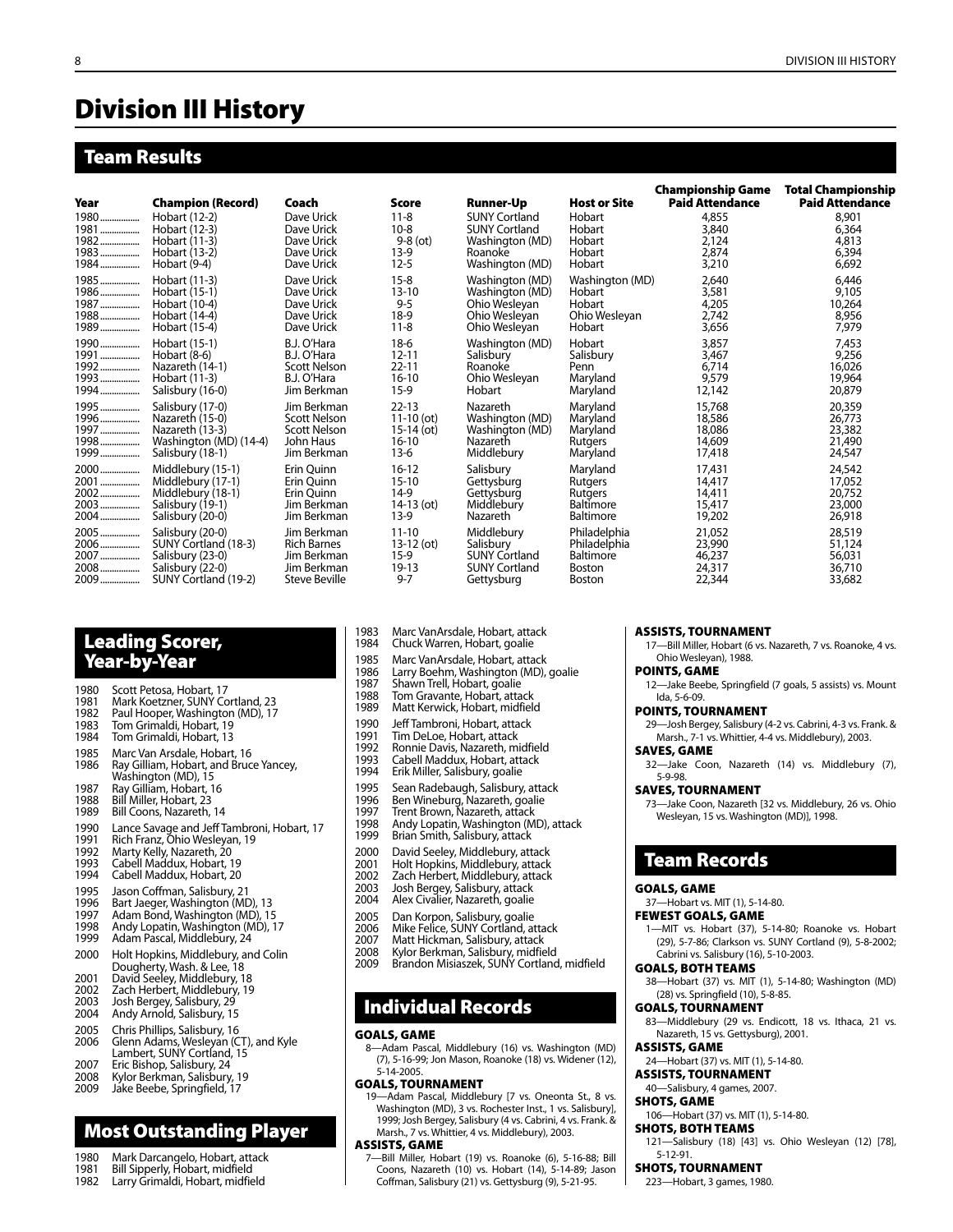# Division III History

## Team Results

| Year | Champion (Record) | Coach | Score | Runner-Up | Host or Site | Championship Game Paid Attendance | Total Championship Paid Attendance |
|---|---|---|---|---|---|---|---|
| 1980 | Hobart (12-2) | Dave Urick | 11-8 | SUNY Cortland | Hobart | 4,855 | 8,901 |
| 1981 | Hobart (12-3) | Dave Urick | 10-8 | SUNY Cortland | Hobart | 3,840 | 6,364 |
| 1982 | Hobart (11-3) | Dave Urick | 9-8 (ot) | Washington (MD) | Hobart | 2,124 | 4,813 |
| 1983 | Hobart (13-2) | Dave Urick | 13-9 | Roanoke | Hobart | 2,874 | 6,394 |
| 1984 | Hobart (9-4) | Dave Urick | 12-5 | Washington (MD) | Hobart | 3,210 | 6,692 |
| 1985 | Hobart (11-3) | Dave Urick | 15-8 | Washington (MD) | Washington (MD) | 2,640 | 6,446 |
| 1986 | Hobart (15-1) | Dave Urick | 13-10 | Washington (MD) | Hobart | 3,581 | 9,105 |
| 1987 | Hobart (10-4) | Dave Urick | 9-5 | Ohio Wesleyan | Hobart | 4,205 | 10,264 |
| 1988 | Hobart (14-4) | Dave Urick | 18-9 | Ohio Wesleyan | Ohio Wesleyan | 2,742 | 8,956 |
| 1989 | Hobart (15-4) | Dave Urick | 11-8 | Ohio Wesleyan | Hobart | 3,656 | 7,979 |
| 1990 | Hobart (15-1) | B.J. O'Hara | 18-6 | Washington (MD) | Hobart | 3,857 | 7,453 |
| 1991 | Hobart (8-6) | B.J. O'Hara | 12-11 | Salisbury | Salisbury | 3,467 | 9,256 |
| 1992 | Nazareth (14-1) | Scott Nelson | 22-11 | Roanoke | Penn | 6,714 | 16,026 |
| 1993 | Hobart (11-3) | B.J. O'Hara | 16-10 | Ohio Wesleyan | Maryland | 9,579 | 19,964 |
| 1994 | Salisbury (16-0) | Jim Berkman | 15-9 | Hobart | Maryland | 12,142 | 20,879 |
| 1995 | Salisbury (17-0) | Jim Berkman | 22-13 | Nazareth | Maryland | 15,768 | 20,359 |
| 1996 | Nazareth (15-0) | Scott Nelson | 11-10 (ot) | Washington (MD) | Maryland | 18,586 | 26,773 |
| 1997 | Nazareth (13-3) | Scott Nelson | 15-14 (ot) | Washington (MD) | Maryland | 18,086 | 23,382 |
| 1998 | Washington (MD) (14-4) | John Haus | 16-10 | Nazareth | Rutgers | 14,609 | 21,490 |
| 1999 | Salisbury (18-1) | Jim Berkman | 13-6 | Middlebury | Maryland | 17,418 | 24,547 |
| 2000 | Middlebury (15-1) | Erin Quinn | 16-12 | Salisbury | Maryland | 17,431 | 24,542 |
| 2001 | Middlebury (17-1) | Erin Quinn | 15-10 | Gettysburg | Rutgers | 14,417 | 17,052 |
| 2002 | Middlebury (18-1) | Erin Quinn | 14-9 | Gettysburg | Rutgers | 14,411 | 20,752 |
| 2003 | Salisbury (19-1) | Jim Berkman | 14-13 (ot) | Middlebury | Baltimore | 15,417 | 23,000 |
| 2004 | Salisbury (20-0) | Jim Berkman | 13-9 | Nazareth | Baltimore | 19,202 | 26,918 |
| 2005 | Salisbury (20-0) | Jim Berkman | 11-10 | Middlebury | Philadelphia | 21,052 | 28,519 |
| 2006 | SUNY Cortland (18-3) | Rich Barnes | 13-12 (ot) | Salisbury | Philadelphia | 23,990 | 51,124 |
| 2007 | Salisbury (23-0) | Jim Berkman | 15-9 | SUNY Cortland | Baltimore | 46,237 | 56,031 |
| 2008 | Salisbury (22-0) | Jim Berkman | 19-13 | SUNY Cortland | Boston | 24,317 | 36,710 |
| 2009 | SUNY Cortland (19-2) | Steve Beville | 9-7 | Gettysburg | Boston | 22,344 | 33,682 |

## Leading Scorer, Year-by-Year

1980 Scott Petosa, Hobart, 17
1981 Mark Koetzner, SUNY Cortland, 23
1982 Paul Hooper, Washington (MD), 17
1983 Tom Grimaldi, Hobart, 19
1984 Tom Grimaldi, Hobart, 13

1985 Marc Van Arsdale, Hobart, 16
1986 Ray Gilliam, Hobart, and Bruce Yancey, Washington (MD), 15
1987 Ray Gilliam, Hobart, 16
1988 Bill Miller, Hobart, 23
1989 Bill Coons, Nazareth, 14

1990 Lance Savage and Jeff Tambroni, Hobart, 17
1991 Rich Franz, Ohio Wesleyan, 19
1992 Marty Kelly, Nazareth, 20
1993 Cabell Maddux, Hobart, 19
1994 Cabell Maddux, Hobart, 20

1995 Jason Coffman, Salisbury, 21
1996 Bart Jaeger, Washington (MD), 13
1997 Adam Bond, Washington (MD), 15
1998 Andy Lopatin, Washington (MD), 17
1999 Adam Pascal, Middlebury, 24

2000 Holt Hopkins, Middlebury, and Colin Dougherty, Wash. & Lee, 18
2001 David Seeley, Middlebury, 18
2002 Zach Herbert, Middlebury, 19
2003 Josh Bergey, Salisbury, 29
2004 Andy Arnold, Salisbury, 15

2005 Chris Phillips, Salisbury, 16
2006 Glenn Adams, Wesleyan (CT), and Kyle Lambert, SUNY Cortland, 15
2007 Eric Bishop, Salisbury, 24
2008 Kylor Berkman, Salisbury, 19
2009 Jake Beebe, Springfield, 17

## Most Outstanding Player

1980 Mark Darcangelo, Hobart, attack
1981 Bill Sipperly, Hobart, midfield
1982 Larry Grimaldi, Hobart, midfield
1983 Marc VanArsdale, Hobart, attack
1984 Chuck Warren, Hobart, goalie

1985 Marc VanArsdale, Hobart, attack
1986 Larry Boehm, Washington (MD), goalie
1987 Shawn Trell, Hobart, goalie
1988 Tom Gravante, Hobart, attack
1989 Matt Kerwick, Hobart, midfield

1990 Jeff Tambroni, Hobart, attack
1991 Tim DeLoe, Hobart, attack
1992 Ronnie Davis, Nazareth, midfield
1993 Cabell Maddux, Hobart, attack
1994 Erik Miller, Salisbury, goalie

1995 Sean Radebaugh, Salisbury, attack
1996 Ben Wineburg, Nazareth, goalie
1997 Trent Brown, Nazareth, attack
1998 Andy Lopatin, Washington (MD), attack
1999 Brian Smith, Salisbury, attack

2000 David Seeley, Middlebury, attack
2001 Holt Hopkins, Middlebury, attack
2002 Zach Herbert, Middlebury, attack
2003 Josh Bergey, Salisbury, attack
2004 Alex Civalier, Nazareth, goalie

2005 Dan Korpon, Salisbury, goalie
2006 Mike Felice, SUNY Cortland, attack
2007 Matt Hickman, Salisbury, attack
2008 Kylor Berkman, Salisbury, midfield
2009 Brandon Misiaszek, SUNY Cortland, midfield

## Individual Records

**GOALS, GAME**
8—Adam Pascal, Middlebury (16) vs. Washington (MD) (7), 5-16-99; Jon Mason, Roanoke (18) vs. Widener (12), 5-14-2005.

**GOALS, TOURNAMENT**
19—Adam Pascal, Middlebury [7 vs. Oneonta St., 8 vs. Washington (MD), 3 vs. Rochester Inst., 1 vs. Salisbury], 1999; Josh Bergey, Salisbury (4 vs. Cabrini, 4 vs. Frank. & Marsh., 7 vs. Whittier, 4 vs. Middlebury), 2003.

**ASSISTS, GAME**
7—Bill Miller, Hobart (19) vs. Roanoke (6), 5-16-88; Bill Coons, Nazareth (10) vs. Hobart (14), 5-14-89; Jason Coffman, Salisbury (21) vs. Gettysburg (9), 5-21-95.

**ASSISTS, TOURNAMENT**
17—Bill Miller, Hobart (6 vs. Nazareth, 7 vs. Roanoke, 4 vs. Ohio Wesleyan), 1988.

**POINTS, GAME**
12—Jake Beebe, Springfield (7 goals, 5 assists) vs. Mount Ida, 5-6-09.

**POINTS, TOURNAMENT**
29—Josh Bergey, Salisbury (4-2 vs. Cabrini, 4-3 vs. Frank. & Marsh., 7-1 vs. Whittier, 4-4 vs. Middlebury), 2003.

**SAVES, GAME**
32—Jake Coon, Nazareth (14) vs. Middlebury (7), 5-9-98.

**SAVES, TOURNAMENT**
73—Jake Coon, Nazareth [32 vs. Middlebury, 26 vs. Ohio Wesleyan, 15 vs. Washington (MD)], 1998.

## Team Records

**GOALS, GAME**
37—Hobart vs. MIT (1), 5-14-80.

**FEWEST GOALS, GAME**
1—MIT vs. Hobart (37), 5-14-80; Roanoke vs. Hobart (29), 5-7-86; Clarkson vs. SUNY Cortland (9), 5-8-2002; Cabrini vs. Salisbury (16), 5-10-2003.

**GOALS, BOTH TEAMS**
38—Hobart (37) vs. MIT (1), 5-14-80; Washington (MD) (28) vs. Springfield (10), 5-8-85.

**GOALS, TOURNAMENT**
83—Middlebury (29 vs. Endicott, 18 vs. Ithaca, 21 vs. Nazareth, 15 vs. Gettysburg), 2001.

**ASSISTS, GAME**
24—Hobart (37) vs. MIT (1), 5-14-80.

**ASSISTS, TOURNAMENT**
40—Salisbury, 4 games, 2007.

**SHOTS, GAME**
106—Hobart (37) vs. MIT (1), 5-14-80.

**SHOTS, BOTH TEAMS**
121—Salisbury (18) [43] vs. Ohio Wesleyan (12) [78], 5-12-91.

**SHOTS, TOURNAMENT**
223—Hobart, 3 games, 1980.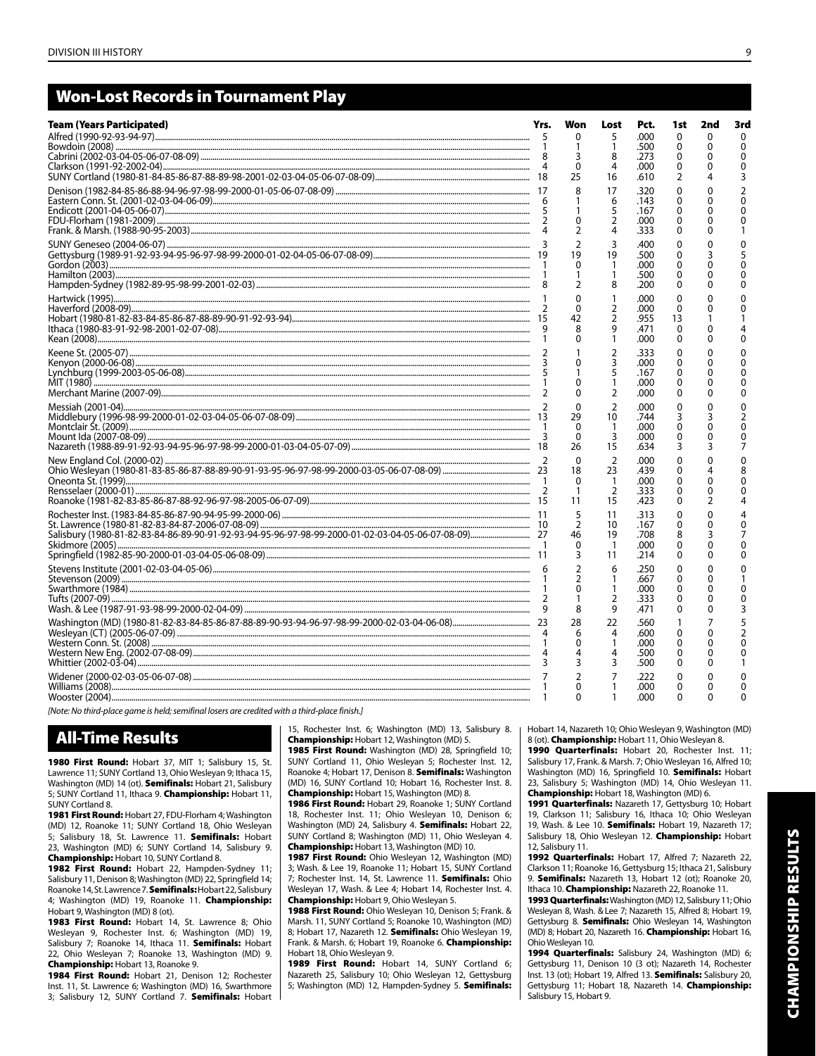## Won-Lost Records in Tournament Play

| Team (Years Participated) | Yrs. | Won | Lost | Pct. | 1st | 2nd | 3rd |
|---|---|---|---|---|---|---|---|
| Alfred (1990-92-93-94-97) | 5 | 0 | 5 | .000 | 0 | 0 | 0 |
| Bowdoin (2008) | 1 | 1 | 1 | .500 | 0 | 0 | 0 |
| Cabrini (2002-03-04-05-06-07-08-09) | 8 | 3 | 8 | .273 | 0 | 0 | 0 |
| Clarkson (1991-92-2002-04) | 4 | 0 | 4 | .000 | 0 | 0 | 0 |
| SUNY Cortland (1980-81-84-85-86-87-88-89-98-2001-02-03-04-05-06-07-08-09) | 18 | 25 | 16 | .610 | 2 | 4 | 3 |
| Denison (1982-84-85-86-88-94-96-97-98-99-2000-01-05-06-07-08-09) | 17 | 8 | 17 | .320 | 0 | 0 | 2 |
| Eastern Conn. St. (2001-02-03-04-06-09) | 6 | 1 | 6 | .143 | 0 | 0 | 0 |
| Endicott (2001-04-05-06-07) | 5 | 1 | 5 | .167 | 0 | 0 | 0 |
| FDU-Florham (1981-2009) | 2 | 0 | 2 | .000 | 0 | 0 | 0 |
| Frank. & Marsh. (1988-90-95-2003) | 4 | 2 | 4 | .333 | 0 | 0 | 1 |
| SUNY Geneseo (2004-06-07) | 3 | 2 | 3 | .400 | 0 | 0 | 0 |
| Gettysburg (1989-91-92-93-94-95-96-97-98-99-2000-01-02-04-05-06-07-08-09) | 19 | 19 | 19 | .500 | 0 | 3 | 5 |
| Gordon (2003) | 1 | 0 | 1 | .000 | 0 | 0 | 0 |
| Hamilton (2003) | 1 | 1 | 1 | .500 | 0 | 0 | 0 |
| Hampden-Sydney (1982-89-95-98-99-2001-02-03) | 8 | 2 | 8 | .200 | 0 | 0 | 0 |
| Hartwick (1995) | 1 | 0 | 1 | .000 | 0 | 0 | 0 |
| Haverford (2008-09) | 2 | 0 | 2 | .000 | 0 | 0 | 0 |
| Hobart (1980-81-82-83-84-85-86-87-88-89-90-91-92-93-94) | 15 | 42 | 2 | .955 | 13 | 1 | 1 |
| Ithaca (1980-83-91-92-98-2001-02-07-08) | 9 | 8 | 9 | .471 | 0 | 0 | 4 |
| Kean (2008) | 1 | 0 | 1 | .000 | 0 | 0 | 0 |
| Keene St. (2005-07) | 2 | 1 | 2 | .333 | 0 | 0 | 0 |
| Kenyon (2000-06-08) | 3 | 0 | 3 | .000 | 0 | 0 | 0 |
| Lynchburg (1999-2003-05-06-08) | 5 | 1 | 5 | .167 | 0 | 0 | 0 |
| MIT (1980) | 1 | 0 | 1 | .000 | 0 | 0 | 0 |
| Merchant Marine (2007-09) | 2 | 0 | 2 | .000 | 0 | 0 | 0 |
| Messiah (2001-04) | 2 | 0 | 2 | .000 | 0 | 0 | 0 |
| Middlebury (1996-98-99-2000-01-02-03-04-05-06-07-08-09) | 13 | 29 | 10 | .744 | 3 | 3 | 2 |
| Montclair St. (2009) | 1 | 0 | 1 | .000 | 0 | 0 | 0 |
| Mount Ida (2007-08-09) | 3 | 0 | 3 | .000 | 0 | 0 | 0 |
| Nazareth (1988-89-91-92-93-94-95-96-97-98-99-2000-01-03-04-05-07-09) | 18 | 26 | 15 | .634 | 3 | 3 | 7 |
| New England Col. (2000-02) | 2 | 0 | 2 | .000 | 0 | 0 | 0 |
| Ohio Wesleyan (1980-81-83-85-86-87-88-89-90-91-93-95-96-97-98-99-2000-03-05-06-07-08-09) | 23 | 18 | 23 | .439 | 0 | 4 | 8 |
| Oneonta St. (1999) | 1 | 0 | 1 | .000 | 0 | 0 | 0 |
| Rensselaer (2000-01) | 2 | 1 | 2 | .333 | 0 | 0 | 0 |
| Roanoke (1981-82-83-85-86-87-88-92-96-97-98-2005-06-07-09) | 15 | 11 | 15 | .423 | 0 | 2 | 4 |
| Rochester Inst. (1983-84-85-86-87-90-94-95-99-2000-06) | 11 | 5 | 11 | .313 | 0 | 0 | 4 |
| St. Lawrence (1980-81-82-83-84-87-2006-07-08-09) | 10 | 2 | 10 | .167 | 0 | 0 | 0 |
| Salisbury (1980-81-82-83-84-86-89-90-91-92-93-94-95-96-97-98-99-2000-01-02-03-04-05-06-07-08-09) | 27 | 46 | 19 | .708 | 8 | 3 | 7 |
| Skidmore (2005) | 1 | 0 | 1 | .000 | 0 | 0 | 0 |
| Springfield (1982-85-90-2000-01-03-04-05-06-08-09) | 11 | 3 | 11 | .214 | 0 | 0 | 0 |
| Stevens Institute (2001-02-03-04-05-06) | 6 | 2 | 6 | .250 | 0 | 0 | 0 |
| Stevenson (2009) | 1 | 2 | 1 | .667 | 0 | 0 | 1 |
| Swarthmore (1984) | 1 | 0 | 1 | .000 | 0 | 0 | 0 |
| Tufts (2007-09) | 2 | 1 | 2 | .333 | 0 | 0 | 0 |
| Wash. & Lee (1987-91-93-98-99-2000-02-04-09) | 9 | 8 | 9 | .471 | 0 | 0 | 3 |
| Washington (MD) (1980-81-82-83-84-85-86-87-88-89-90-93-94-96-97-98-99-2000-02-03-04-06-08) | 23 | 28 | 22 | .560 | 1 | 7 | 5 |
| Wesleyan (CT) (2005-06-07-09) | 4 | 6 | 4 | .600 | 0 | 0 | 2 |
| Western Conn. St. (2008) | 1 | 0 | 1 | .000 | 0 | 0 | 0 |
| Western New Eng. (2002-07-08-09) | 4 | 4 | 4 | .500 | 0 | 0 | 0 |
| Whittier (2002-03-04) | 3 | 3 | 3 | .500 | 0 | 0 | 1 |
| Widener (2000-02-03-05-06-07-08) | 7 | 2 | 7 | .222 | 0 | 0 | 0 |
| Williams (2008) | 1 | 0 | 1 | .000 | 0 | 0 | 0 |
| Wooster (2004) | 1 | 0 | 1 | .000 | 0 | 0 | 0 |

*[Note: No third-place game is held; semifinal losers are credited with a third-place finish.]*

## All-Time Results

**1980 First Round:** Hobart 37, MIT 1; Salisbury 15, St. Lawrence 11; SUNY Cortland 13, Ohio Wesleyan 9; Ithaca 15, Washington (MD) 14 (ot). **Semifinals:** Hobart 21, Salisbury 5; SUNY Cortland 11, Ithaca 9. **Championship:** Hobart 11, SUNY Cortland 8.

**1981 First Round:** Hobart 27, FDU-Florham 4; Washington (MD) 12, Roanoke 11; SUNY Cortland 18, Ohio Wesleyan 5; Salisbury 18, St. Lawrence 11. **Semifinals:** Hobart 23, Washington (MD) 6; SUNY Cortland 14, Salisbury 9. **Championship:** Hobart 10, SUNY Cortland 8.

**1982 First Round:** Hobart 22, Hampden-Sydney 11; Salisbury 11, Denison 8; Washington (MD) 22, Springfield 14; Roanoke 14, St. Lawrence 7. **Semifinals:** Hobart 22, Salisbury 4; Washington (MD) 19, Roanoke 11. **Championship:** Hobart 9, Washington (MD) 8 (ot).

**1983 First Round:** Hobart 14, St. Lawrence 8; Ohio Wesleyan 9, Rochester Inst. 6; Washington (MD) 19, Salisbury 7; Roanoke 14, Ithaca 11. **Semifinals:** Hobart 22, Ohio Wesleyan 7; Roanoke 13, Washington (MD) 9. **Championship:** Hobart 13, Roanoke 9.

**1984 First Round:** Hobart 21, Denison 12; Rochester Inst. 11, St. Lawrence 6; Washington (MD) 16, Swarthmore 3; Salisbury 12, SUNY Cortland 7. **Semifinals:** Hobart 15, Rochester Inst. 6; Washington (MD) 13, Salisbury 8. **Championship:** Hobart 12, Washington (MD) 5.

**1985 First Round:** Washington (MD) 28, Springfield 10; SUNY Cortland 11, Ohio Wesleyan 5; Rochester Inst. 12, Roanoke 4; Hobart 17, Denison 8. **Semifinals:** Washington (MD) 16, SUNY Cortland 10; Hobart 16, Rochester Inst. 8. **Championship:** Hobart 15, Washington (MD) 8.

**1986 First Round:** Hobart 29, Roanoke 1; SUNY Cortland 18, Rochester Inst. 11; Ohio Wesleyan 10, Denison 6; Washington (MD) 24, Salisbury 4. **Semifinals:** Hobart 22, SUNY Cortland 8; Washington (MD) 11, Ohio Wesleyan 4. **Championship:** Hobart 13, Washington (MD) 10.

**1987 First Round:** Ohio Wesleyan 12, Washington (MD) 3; Wash. & Lee 19, Roanoke 11; Hobart 15, SUNY Cortland 7; Rochester Inst. 14, St. Lawrence 11. **Semifinals:** Ohio Wesleyan 17, Wash. & Lee 4; Hobart 14, Rochester Inst. 4. **Championship:** Hobart 9, Ohio Wesleyan 5.

**1988 First Round:** Ohio Wesleyan 10, Denison 5; Frank. & Marsh. 11, SUNY Cortland 5; Roanoke 10, Washington (MD) 8; Hobart 17, Nazareth 12. **Semifinals:** Ohio Wesleyan 19, Frank. & Marsh. 6; Hobart 19, Roanoke 6. **Championship:** Hobart 18, Ohio Wesleyan 9.

**1989 First Round:** Hobart 14, SUNY Cortland 6; Nazareth 25, Salisbury 10; Ohio Wesleyan 12, Gettysburg 5; Washington (MD) 12, Hampden-Sydney 5. **Semifinals:** Hobart 14, Nazareth 10; Ohio Wesleyan 9, Washington (MD) 8 (ot). **Championship:** Hobart 11, Ohio Wesleyan 8.

**1990 Quarterfinals:** Hobart 20, Rochester Inst. 11; Salisbury 17, Frank. & Marsh. 7; Ohio Wesleyan 16, Alfred 10; Washington (MD) 16, Springfield 10. **Semifinals:** Hobart 23, Salisbury 5; Washington (MD) 14, Ohio Wesleyan 11. **Championship:** Hobart 18, Washington (MD) 6.

**1991 Quarterfinals:** Nazareth 17, Gettysburg 10; Hobart 19, Clarkson 11; Salisbury 16, Ithaca 10; Ohio Wesleyan 19, Wash. & Lee 10. **Semifinals:** Hobart 19, Nazareth 17; Salisbury 18, Ohio Wesleyan 12. **Championship:** Hobart 12, Salisbury 11.

**1992 Quarterfinals:** Hobart 17, Alfred 7; Nazareth 22, Clarkson 11; Roanoke 16, Gettysburg 15; Ithaca 21, Salisbury 9. **Semifinals:** Nazareth 13, Hobart 12 (ot); Roanoke 20, Ithaca 10. **Championship:** Nazareth 22, Roanoke 11.

**1993 Quarterfinals:** Washington (MD) 12, Salisbury 11; Ohio Wesleyan 8, Wash. & Lee 7; Nazareth 15, Alfred 8; Hobart 19, Gettysburg 8. **Semifinals:** Ohio Wesleyan 14, Washington (MD) 8; Hobart 20, Nazareth 16. **Championship:** Hobart 16, Ohio Wesleyan 10.

**1994 Quarterfinals:** Salisbury 24, Washington (MD) 6; Gettysburg 11, Denison 10 (3 ot); Nazareth 14, Rochester Inst. 13 (ot); Hobart 19, Alfred 13. **Semifinals:** Salisbury 20, Gettysburg 11; Hobart 18, Nazareth 14. **Championship:** Salisbury 15, Hobart 9.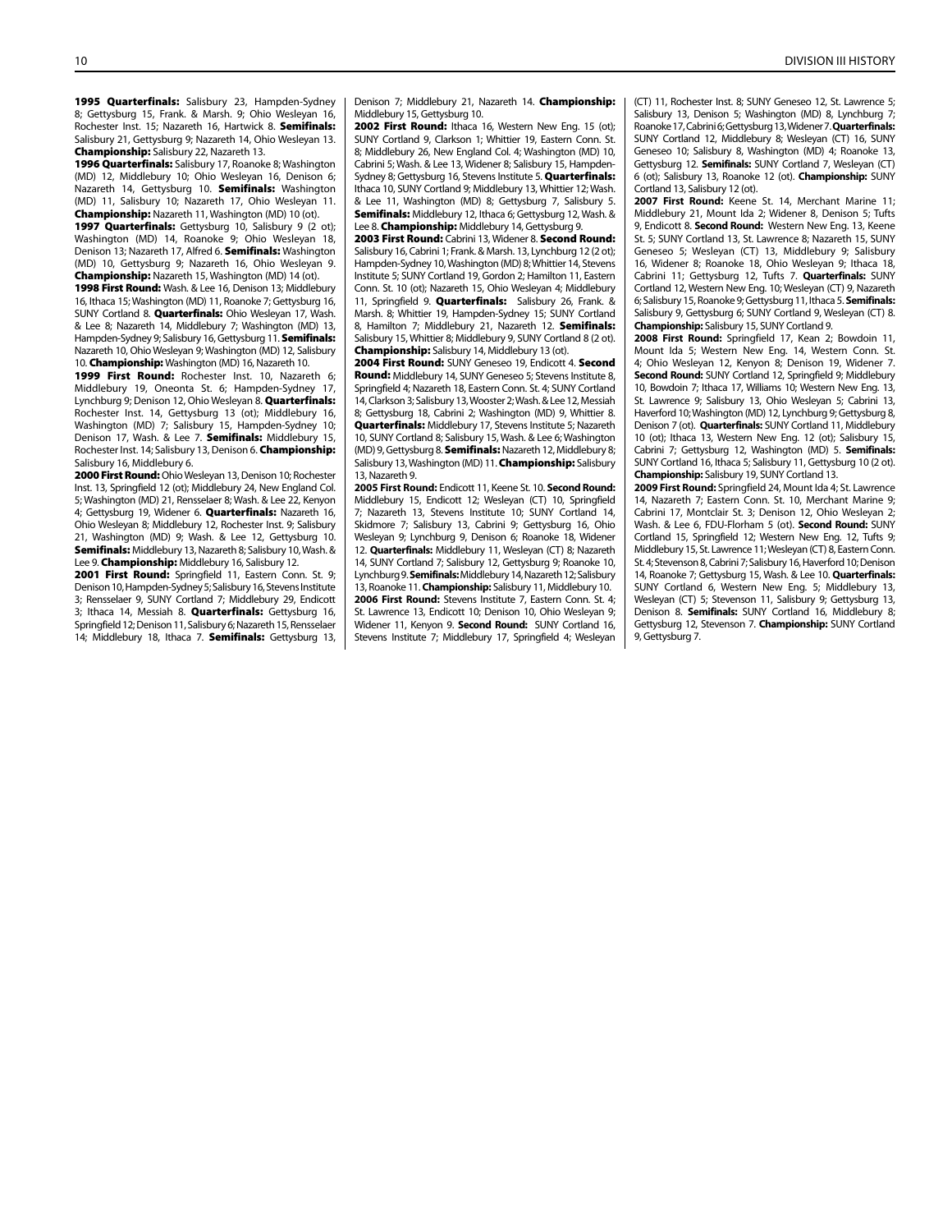**1995 Quarterfinals:** Salisbury 23, Hampden-Sydney 8; Gettysburg 15, Frank. & Marsh. 9; Ohio Wesleyan 16, Rochester Inst. 15; Nazareth 16, Hartwick 8. **Semifinals:** Salisbury 21, Gettysburg 9; Nazareth 14, Ohio Wesleyan 13. **Championship:** Salisbury 22, Nazareth 13.

**1996 Quarterfinals:** Salisbury 17, Roanoke 8; Washington (MD) 12, Middlebury 10; Ohio Wesleyan 16, Denison 6; Nazareth 14, Gettysburg 10. **Semifinals:** Washington (MD) 11, Salisbury 10; Nazareth 17, Ohio Wesleyan 11. **Championship:** Nazareth 11, Washington (MD) 10 (ot).

**1997 Quarterfinals:** Gettysburg 10, Salisbury 9 (2 ot); Washington (MD) 14, Roanoke 9; Ohio Wesleyan 18, Denison 13; Nazareth 17, Alfred 6. **Semifinals:** Washington (MD) 10, Gettysburg 9; Nazareth 16, Ohio Wesleyan 9. **Championship:** Nazareth 15, Washington (MD) 14 (ot).

**1998 First Round:** Wash. & Lee 16, Denison 13; Middlebury 16, Ithaca 15; Washington (MD) 11, Roanoke 7; Gettysburg 16, SUNY Cortland 8. **Quarterfinals:** Ohio Wesleyan 17, Wash. & Lee 8; Nazareth 14, Middlebury 7; Washington (MD) 13, Hampden-Sydney 9; Salisbury 16, Gettysburg 11. **Semifinals:** Nazareth 10, Ohio Wesleyan 9; Washington (MD) 12, Salisbury 10. **Championship:** Washington (MD) 16, Nazareth 10.

**1999 First Round:** Rochester Inst. 10, Nazareth 6; Middlebury 19, Oneonta St. 6; Hampden-Sydney 17, Lynchburg 9; Denison 12, Ohio Wesleyan 8. **Quarterfinals:** Rochester Inst. 14, Gettysburg 13 (ot); Middlebury 16, Washington (MD) 7; Salisbury 15, Hampden-Sydney 10; Denison 17, Wash. & Lee 7. **Semifinals:** Middlebury 15, Rochester Inst. 14; Salisbury 13, Denison 6. **Championship:** Salisbury 16, Middlebury 6.

**2000 First Round:** Ohio Wesleyan 13, Denison 10; Rochester Inst. 13, Springfield 12 (ot); Middlebury 24, New England Col. 5; Washington (MD) 21, Rensselaer 8; Wash. & Lee 22, Kenyon 4; Gettysburg 19, Widener 6. **Quarterfinals:** Nazareth 16, Ohio Wesleyan 8; Middlebury 12, Rochester Inst. 9; Salisbury 21, Washington (MD) 9; Wash. & Lee 12, Gettysburg 10. **Semifinals:** Middlebury 13, Nazareth 8; Salisbury 10, Wash. & Lee 9. **Championship:** Middlebury 16, Salisbury 12.

**2001 First Round:** Springfield 11, Eastern Conn. St. 9; Denison 10, Hampden-Sydney 5; Salisbury 16, Stevens Institute 3; Rensselaer 9, SUNY Cortland 7; Middlebury 29, Endicott 3; Ithaca 14, Messiah 8. **Quarterfinals:** Gettysburg 16, Springfield 12; Denison 11, Salisbury 6; Nazareth 15, Rensselaer 14; Middlebury 18, Ithaca 7. **Semifinals:** Gettysburg 13, Denison 7; Middlebury 21, Nazareth 14. **Championship:** Middlebury 15, Gettysburg 10.

**2002 First Round:** Ithaca 16, Western New Eng. 15 (ot); SUNY Cortland 9, Clarkson 1; Whittier 19, Eastern Conn. St. 8; Middlebury 26, New England Col. 4; Washington (MD) 10, Cabrini 5; Wash. & Lee 13, Widener 8; Salisbury 15, Hampden-Sydney 8; Gettysburg 16, Stevens Institute 5. **Quarterfinals:** Ithaca 10, SUNY Cortland 9; Middlebury 13, Whittier 12; Wash. & Lee 11, Washington (MD) 8; Gettysburg 7, Salisbury 5. **Semifinals:** Middlebury 12, Ithaca 6; Gettysburg 12, Wash. & Lee 8. **Championship:** Middlebury 14, Gettysburg 9.

**2003 First Round:** Cabrini 13, Widener 8. **Second Round:** Salisbury 16, Cabrini 1; Frank. & Marsh. 13, Lynchburg 12 (2 ot); Hampden-Sydney 10, Washington (MD) 8; Whittier 14, Stevens Institute 5; SUNY Cortland 19, Gordon 2; Hamilton 11, Eastern Conn. St. 10 (ot); Nazareth 15, Ohio Wesleyan 4; Middlebury 11, Springfield 9. **Quarterfinals:** Salisbury 26, Frank. & Marsh. 8; Whittier 19, Hampden-Sydney 15; SUNY Cortland 8, Hamilton 7; Middlebury 21, Nazareth 12. **Semifinals:** Salisbury 15, Whittier 8; Middlebury 9, SUNY Cortland 8 (2 ot). **Championship:** Salisbury 14, Middlebury 13 (ot).

**2004 First Round:** SUNY Geneseo 19, Endicott 4. **Second Round:** Middlebury 14, SUNY Geneseo 5; Stevens Institute 8, Springfield 4; Nazareth 18, Eastern Conn. St. 4; SUNY Cortland 14, Clarkson 3; Salisbury 13, Wooster 2; Wash. & Lee 12, Messiah 8; Gettysburg 18, Cabrini 2; Washington (MD) 9, Whittier 8. **Quarterfinals:** Middlebury 17, Stevens Institute 5; Nazareth 10, SUNY Cortland 8; Salisbury 15, Wash. & Lee 6; Washington (MD) 9, Gettysburg 8. **Semifinals:** Nazareth 12, Middlebury 8; Salisbury 13, Washington (MD) 11. **Championship:** Salisbury 13, Nazareth 9.

**2005 First Round:** Endicott 11, Keene St. 10. **Second Round:** Middlebury 15, Endicott 12; Wesleyan (CT) 10, Springfield 7; Nazareth 13, Stevens Institute 10; SUNY Cortland 14, Skidmore 7; Salisbury 13, Cabrini 9; Gettysburg 16, Ohio Wesleyan 9; Lynchburg 9, Denison 6; Roanoke 18, Widener 12. **Quarterfinals:** Middlebury 11, Wesleyan (CT) 8; Nazareth 14, SUNY Cortland 7; Salisbury 12, Gettysburg 9; Roanoke 10, Lynchburg 9. **Semifinals:** Middlebury 14, Nazareth 12; Salisbury 13, Roanoke 11. **Championship:** Salisbury 11, Middlebury 10.

**2006 First Round:** Stevens Institute 7, Eastern Conn. St. 4; St. Lawrence 13, Endicott 10; Denison 10, Ohio Wesleyan 9; Widener 11, Kenyon 9. **Second Round:** SUNY Cortland 16, Stevens Institute 7; Middlebury 17, Springfield 4; Wesleyan (CT) 11, Rochester Inst. 8; SUNY Geneseo 12, St. Lawrence 5; Salisbury 13, Denison 5; Washington (MD) 8, Lynchburg 7; Roanoke 17, Cabrini 6; Gettysburg 13, Widener 7. **Quarterfinals:** SUNY Cortland 12, Middlebury 8; Wesleyan (CT) 16, SUNY Geneseo 10; Salisbury 8, Washington (MD) 4; Roanoke 13, Gettysburg 12. **Semifinals:** SUNY Cortland 7, Wesleyan (CT) 6 (ot); Salisbury 13, Roanoke 12 (ot). **Championship:** SUNY Cortland 13, Salisbury 12 (ot).

**2007 First Round:** Keene St. 14, Merchant Marine 11; Middlebury 21, Mount Ida 2; Widener 8, Denison 5; Tufts 9, Endicott 8. **Second Round:** Western New Eng. 13, Keene St. 5; SUNY Cortland 13, St. Lawrence 8; Nazareth 15, SUNY Geneseo 5; Wesleyan (CT) 13, Middlebury 9; Salisbury 16, Widener 8; Roanoke 18, Ohio Wesleyan 9; Ithaca 18, Cabrini 11; Gettysburg 12, Tufts 7. **Quarterfinals:** SUNY Cortland 12, Western New Eng. 10; Wesleyan (CT) 9, Nazareth 6; Salisbury 15, Roanoke 9; Gettysburg 11, Ithaca 5. **Semifinals:** Salisbury 9, Gettysburg 6; SUNY Cortland 9, Wesleyan (CT) 8. **Championship:** Salisbury 15, SUNY Cortland 9.

**2008 First Round:** Springfield 17, Kean 2; Bowdoin 11, Mount Ida 5; Western New Eng. 14, Western Conn. St. 4; Ohio Wesleyan 12, Kenyon 8; Denison 19, Widener 7. **Second Round:** SUNY Cortland 12, Springfield 9; Middlebury 10, Bowdoin 7; Ithaca 17, Williams 10; Western New Eng. 13, St. Lawrence 9; Salisbury 13, Ohio Wesleyan 5; Cabrini 13, Haverford 10; Washington (MD) 12, Lynchburg 9; Gettysburg 8, Denison 7 (ot). **Quarterfinals:** SUNY Cortland 11, Middlebury 10 (ot); Ithaca 13, Western New Eng. 12 (ot); Salisbury 15, Cabrini 7; Gettysburg 12, Washington (MD) 5. **Semifinals:** SUNY Cortland 16, Ithaca 5; Salisbury 11, Gettysburg 10 (2 ot). **Championship:** Salisbury 19, SUNY Cortland 13.

**2009 First Round:** Springfield 24, Mount Ida 4; St. Lawrence 14, Nazareth 7; Eastern Conn. St. 10, Merchant Marine 9; Cabrini 17, Montclair St. 3; Denison 12, Ohio Wesleyan 2; Wash. & Lee 6, FDU-Florham 5 (ot). **Second Round:** SUNY Cortland 15, Springfield 12; Western New Eng. 12, Tufts 9; Middlebury 15, St. Lawrence 11; Wesleyan (CT) 8, Eastern Conn. St. 4; Stevenson 8, Cabrini 7; Salisbury 16, Haverford 10; Denison 14, Roanoke 7; Gettysburg 15, Wash. & Lee 10. **Quarterfinals:** SUNY Cortland 6, Western New Eng. 5; Middlebury 13, Wesleyan (CT) 5; Stevenson 11, Salisbury 9; Gettysburg 13, Denison 8. **Semifinals:** SUNY Cortland 16, Middlebury 8; Gettysburg 12, Stevenson 7. **Championship:** SUNY Cortland 9, Gettysburg 7.